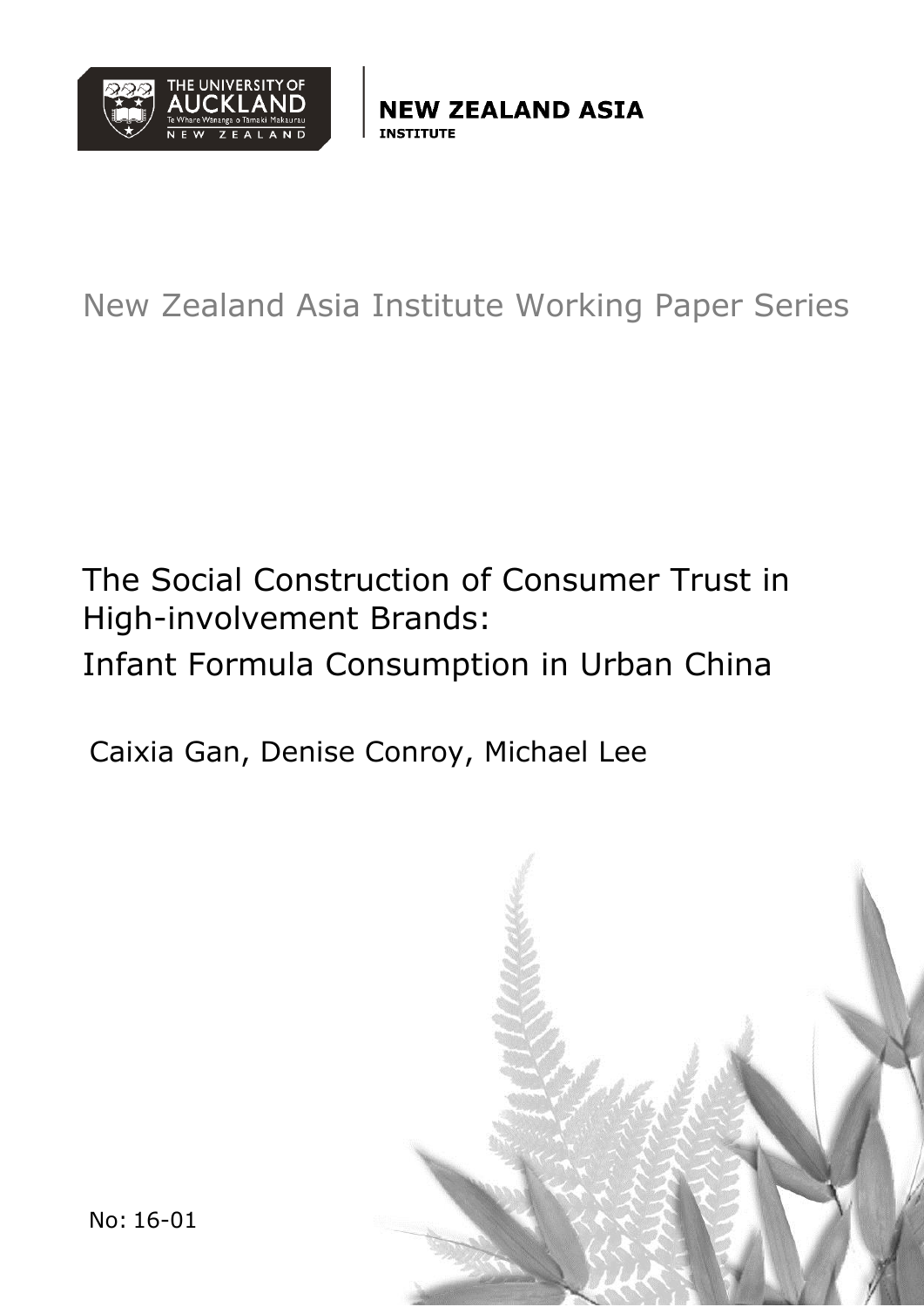THE UNIVERSITY OF AUCKLAND
Te Whare Wānanga o Tāmaki Makaurau
NEW ZEALAND

**NEW ZEALAND ASIA INSTITUTE**

New Zealand Asia Institute Working Paper Series

# The Social Construction of Consumer Trust in High-involvement Brands: Infant Formula Consumption in Urban China

Caixia Gan, Denise Conroy, Michael Lee

No: 16-01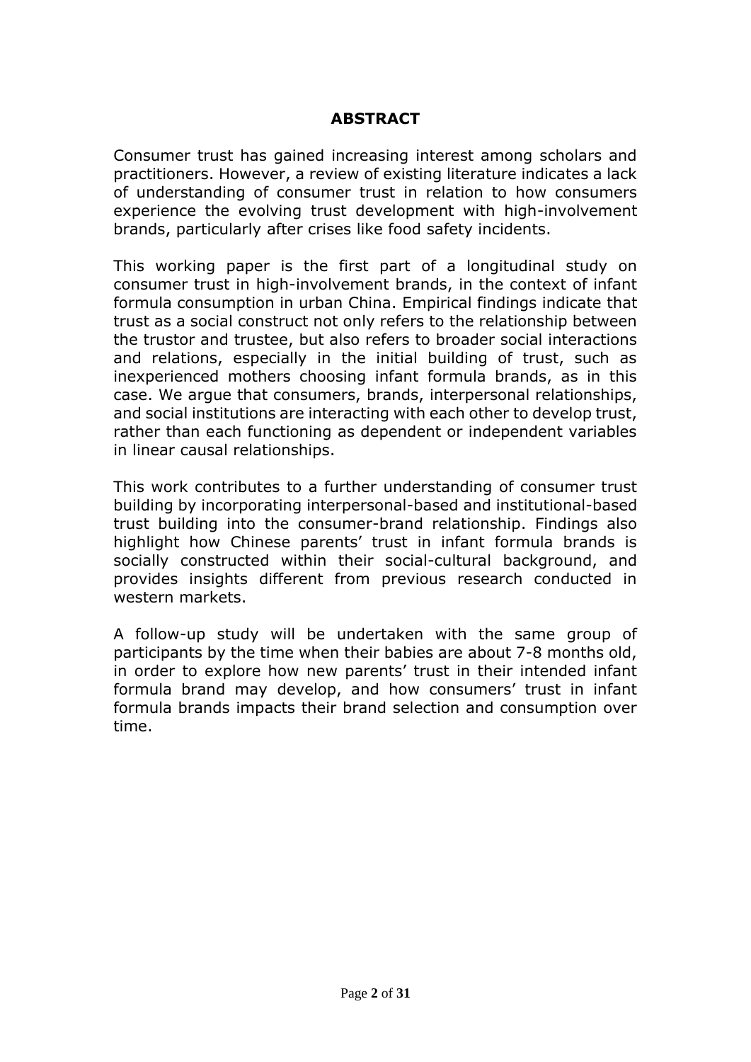## ABSTRACT

Consumer trust has gained increasing interest among scholars and practitioners. However, a review of existing literature indicates a lack of understanding of consumer trust in relation to how consumers experience the evolving trust development with high-involvement brands, particularly after crises like food safety incidents.

This working paper is the first part of a longitudinal study on consumer trust in high-involvement brands, in the context of infant formula consumption in urban China. Empirical findings indicate that trust as a social construct not only refers to the relationship between the trustor and trustee, but also refers to broader social interactions and relations, especially in the initial building of trust, such as inexperienced mothers choosing infant formula brands, as in this case. We argue that consumers, brands, interpersonal relationships, and social institutions are interacting with each other to develop trust, rather than each functioning as dependent or independent variables in linear causal relationships.

This work contributes to a further understanding of consumer trust building by incorporating interpersonal-based and institutional-based trust building into the consumer-brand relationship. Findings also highlight how Chinese parents' trust in infant formula brands is socially constructed within their social-cultural background, and provides insights different from previous research conducted in western markets.

A follow-up study will be undertaken with the same group of participants by the time when their babies are about 7-8 months old, in order to explore how new parents' trust in their intended infant formula brand may develop, and how consumers' trust in infant formula brands impacts their brand selection and consumption over time.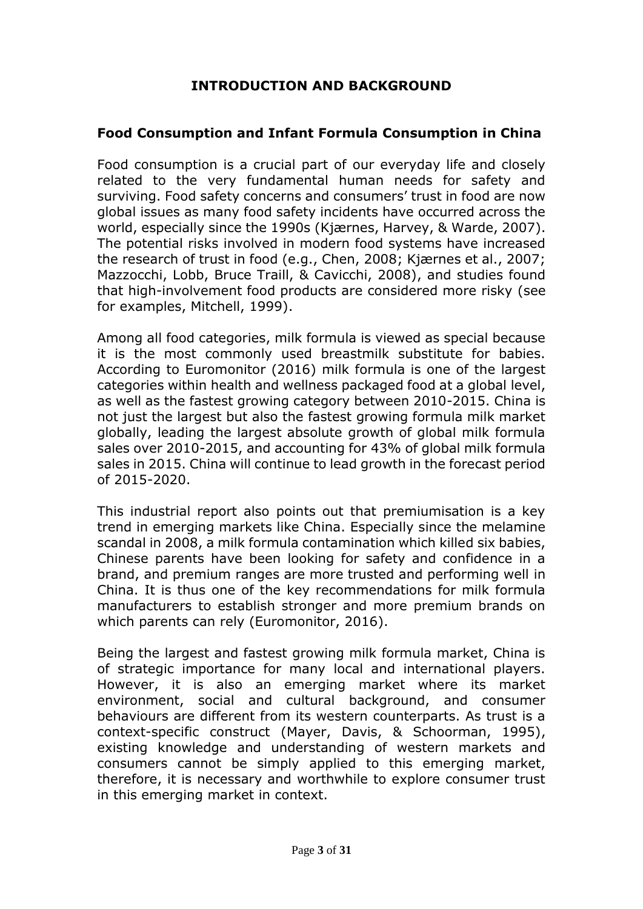# INTRODUCTION AND BACKGROUND

## Food Consumption and Infant Formula Consumption in China

Food consumption is a crucial part of our everyday life and closely related to the very fundamental human needs for safety and surviving. Food safety concerns and consumers' trust in food are now global issues as many food safety incidents have occurred across the world, especially since the 1990s (Kjærnes, Harvey, & Warde, 2007). The potential risks involved in modern food systems have increased the research of trust in food (e.g., Chen, 2008; Kjærnes et al., 2007; Mazzocchi, Lobb, Bruce Traill, & Cavicchi, 2008), and studies found that high-involvement food products are considered more risky (see for examples, Mitchell, 1999).

Among all food categories, milk formula is viewed as special because it is the most commonly used breastmilk substitute for babies. According to Euromonitor (2016) milk formula is one of the largest categories within health and wellness packaged food at a global level, as well as the fastest growing category between 2010-2015. China is not just the largest but also the fastest growing formula milk market globally, leading the largest absolute growth of global milk formula sales over 2010-2015, and accounting for 43% of global milk formula sales in 2015. China will continue to lead growth in the forecast period of 2015-2020.

This industrial report also points out that premiumisation is a key trend in emerging markets like China. Especially since the melamine scandal in 2008, a milk formula contamination which killed six babies, Chinese parents have been looking for safety and confidence in a brand, and premium ranges are more trusted and performing well in China. It is thus one of the key recommendations for milk formula manufacturers to establish stronger and more premium brands on which parents can rely (Euromonitor, 2016).

Being the largest and fastest growing milk formula market, China is of strategic importance for many local and international players. However, it is also an emerging market where its market environment, social and cultural background, and consumer behaviours are different from its western counterparts. As trust is a context-specific construct (Mayer, Davis, & Schoorman, 1995), existing knowledge and understanding of western markets and consumers cannot be simply applied to this emerging market, therefore, it is necessary and worthwhile to explore consumer trust in this emerging market in context.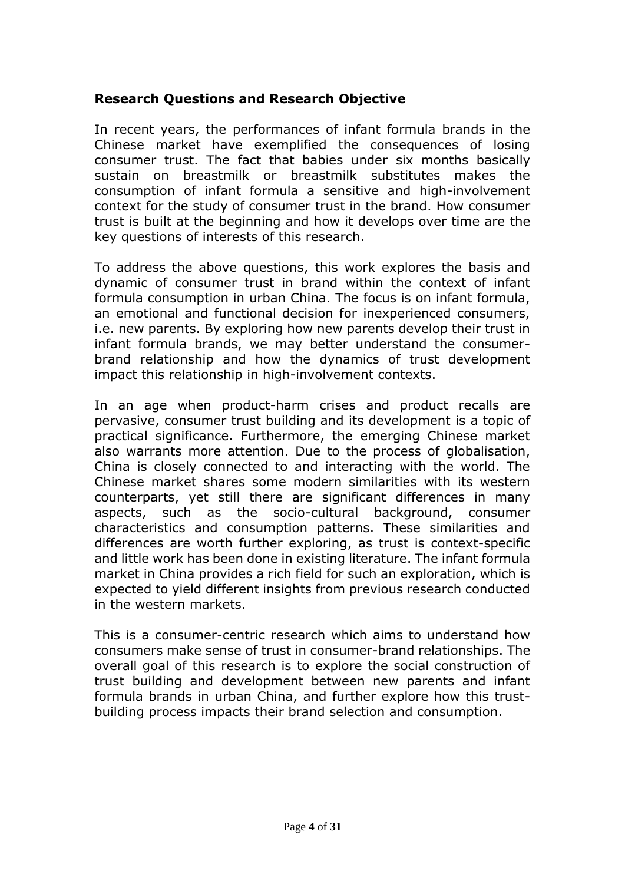## Research Questions and Research Objective

In recent years, the performances of infant formula brands in the Chinese market have exemplified the consequences of losing consumer trust. The fact that babies under six months basically sustain on breastmilk or breastmilk substitutes makes the consumption of infant formula a sensitive and high-involvement context for the study of consumer trust in the brand. How consumer trust is built at the beginning and how it develops over time are the key questions of interests of this research.

To address the above questions, this work explores the basis and dynamic of consumer trust in brand within the context of infant formula consumption in urban China. The focus is on infant formula, an emotional and functional decision for inexperienced consumers, i.e. new parents. By exploring how new parents develop their trust in infant formula brands, we may better understand the consumer-brand relationship and how the dynamics of trust development impact this relationship in high-involvement contexts.

In an age when product-harm crises and product recalls are pervasive, consumer trust building and its development is a topic of practical significance. Furthermore, the emerging Chinese market also warrants more attention. Due to the process of globalisation, China is closely connected to and interacting with the world. The Chinese market shares some modern similarities with its western counterparts, yet still there are significant differences in many aspects, such as the socio-cultural background, consumer characteristics and consumption patterns. These similarities and differences are worth further exploring, as trust is context-specific and little work has been done in existing literature. The infant formula market in China provides a rich field for such an exploration, which is expected to yield different insights from previous research conducted in the western markets.

This is a consumer-centric research which aims to understand how consumers make sense of trust in consumer-brand relationships. The overall goal of this research is to explore the social construction of trust building and development between new parents and infant formula brands in urban China, and further explore how this trust-building process impacts their brand selection and consumption.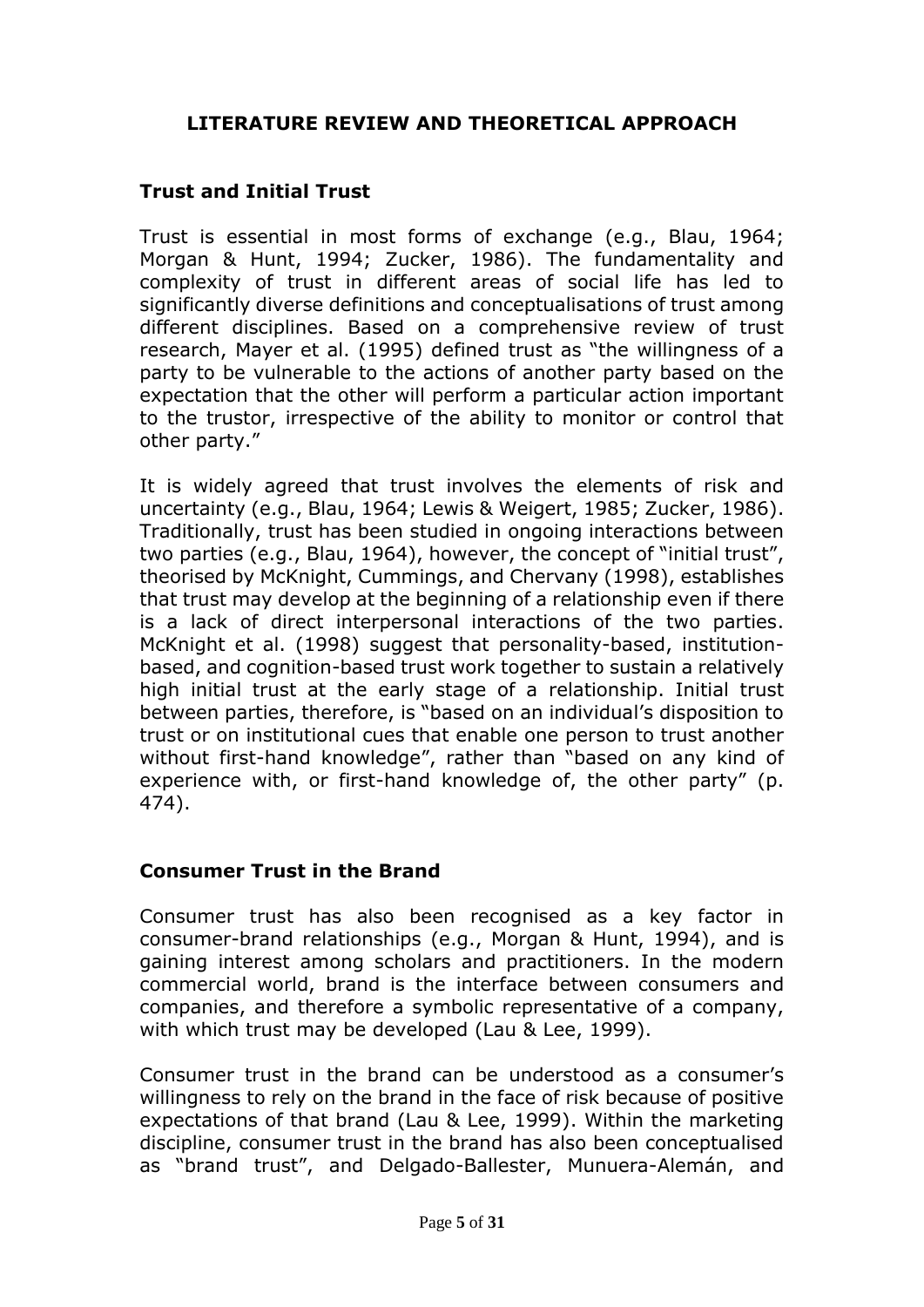## LITERATURE REVIEW AND THEORETICAL APPROACH

### Trust and Initial Trust

Trust is essential in most forms of exchange (e.g., Blau, 1964; Morgan & Hunt, 1994; Zucker, 1986). The fundamentality and complexity of trust in different areas of social life has led to significantly diverse definitions and conceptualisations of trust among different disciplines. Based on a comprehensive review of trust research, Mayer et al. (1995) defined trust as "the willingness of a party to be vulnerable to the actions of another party based on the expectation that the other will perform a particular action important to the trustor, irrespective of the ability to monitor or control that other party."

It is widely agreed that trust involves the elements of risk and uncertainty (e.g., Blau, 1964; Lewis & Weigert, 1985; Zucker, 1986). Traditionally, trust has been studied in ongoing interactions between two parties (e.g., Blau, 1964), however, the concept of "initial trust", theorised by McKnight, Cummings, and Chervany (1998), establishes that trust may develop at the beginning of a relationship even if there is a lack of direct interpersonal interactions of the two parties. McKnight et al. (1998) suggest that personality-based, institution-based, and cognition-based trust work together to sustain a relatively high initial trust at the early stage of a relationship. Initial trust between parties, therefore, is "based on an individual's disposition to trust or on institutional cues that enable one person to trust another without first-hand knowledge", rather than "based on any kind of experience with, or first-hand knowledge of, the other party" (p. 474).

### Consumer Trust in the Brand

Consumer trust has also been recognised as a key factor in consumer-brand relationships (e.g., Morgan & Hunt, 1994), and is gaining interest among scholars and practitioners. In the modern commercial world, brand is the interface between consumers and companies, and therefore a symbolic representative of a company, with which trust may be developed (Lau & Lee, 1999).

Consumer trust in the brand can be understood as a consumer's willingness to rely on the brand in the face of risk because of positive expectations of that brand (Lau & Lee, 1999). Within the marketing discipline, consumer trust in the brand has also been conceptualised as "brand trust", and Delgado-Ballester, Munuera-Alemán, and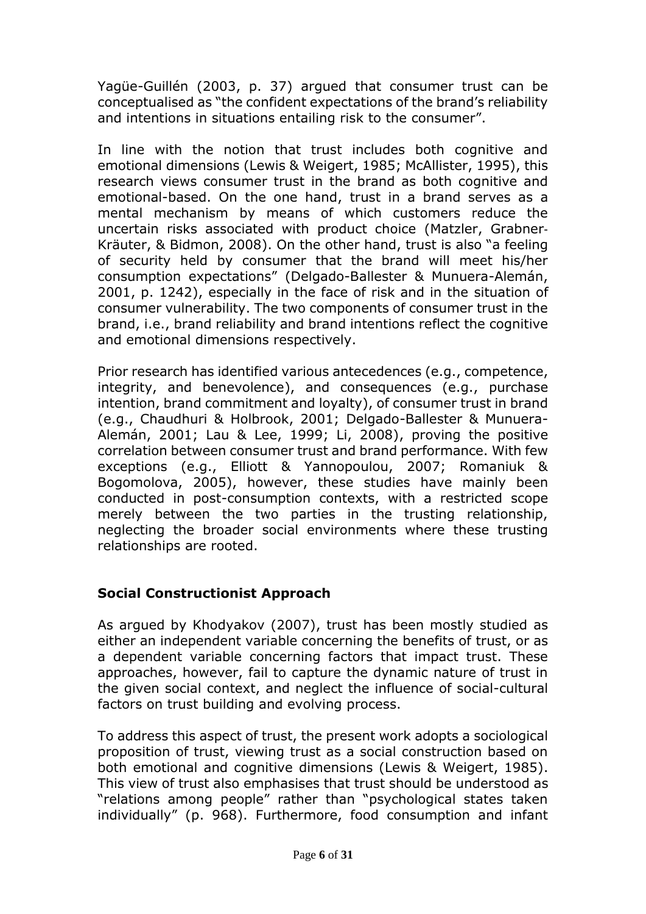Yagüe-Guillén (2003, p. 37) argued that consumer trust can be conceptualised as "the confident expectations of the brand's reliability and intentions in situations entailing risk to the consumer".

In line with the notion that trust includes both cognitive and emotional dimensions (Lewis & Weigert, 1985; McAllister, 1995), this research views consumer trust in the brand as both cognitive and emotional-based. On the one hand, trust in a brand serves as a mental mechanism by means of which customers reduce the uncertain risks associated with product choice (Matzler, Grabner-Kräuter, & Bidmon, 2008). On the other hand, trust is also "a feeling of security held by consumer that the brand will meet his/her consumption expectations" (Delgado-Ballester & Munuera-Alemán, 2001, p. 1242), especially in the face of risk and in the situation of consumer vulnerability. The two components of consumer trust in the brand, i.e., brand reliability and brand intentions reflect the cognitive and emotional dimensions respectively.

Prior research has identified various antecedences (e.g., competence, integrity, and benevolence), and consequences (e.g., purchase intention, brand commitment and loyalty), of consumer trust in brand (e.g., Chaudhuri & Holbrook, 2001; Delgado-Ballester & Munuera-Alemán, 2001; Lau & Lee, 1999; Li, 2008), proving the positive correlation between consumer trust and brand performance. With few exceptions (e.g., Elliott & Yannopoulou, 2007; Romaniuk & Bogomolova, 2005), however, these studies have mainly been conducted in post-consumption contexts, with a restricted scope merely between the two parties in the trusting relationship, neglecting the broader social environments where these trusting relationships are rooted.

## Social Constructionist Approach

As argued by Khodyakov (2007), trust has been mostly studied as either an independent variable concerning the benefits of trust, or as a dependent variable concerning factors that impact trust. These approaches, however, fail to capture the dynamic nature of trust in the given social context, and neglect the influence of social-cultural factors on trust building and evolving process.

To address this aspect of trust, the present work adopts a sociological proposition of trust, viewing trust as a social construction based on both emotional and cognitive dimensions (Lewis & Weigert, 1985). This view of trust also emphasises that trust should be understood as "relations among people" rather than "psychological states taken individually" (p. 968). Furthermore, food consumption and infant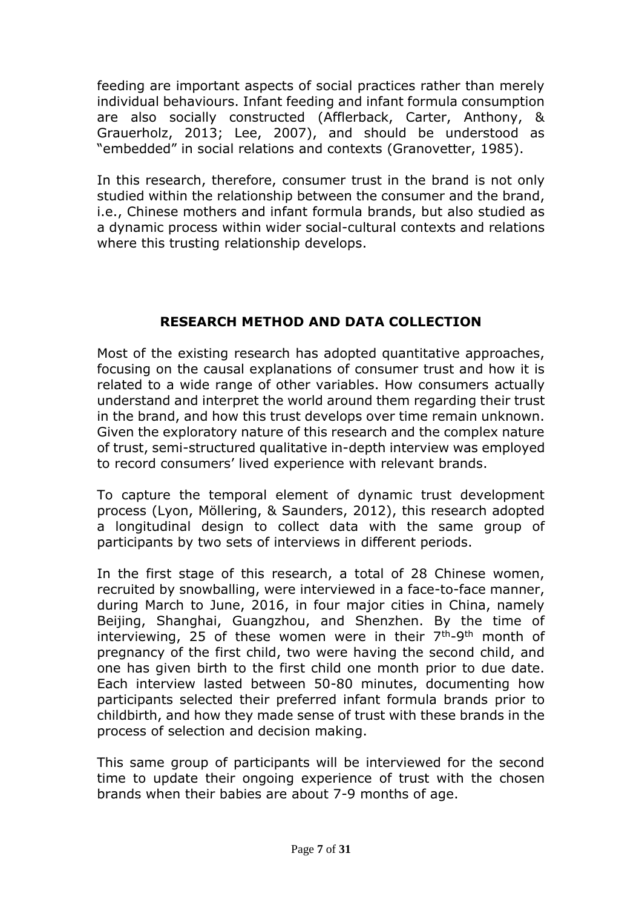feeding are important aspects of social practices rather than merely individual behaviours. Infant feeding and infant formula consumption are also socially constructed (Afflerback, Carter, Anthony, & Grauerholz, 2013; Lee, 2007), and should be understood as "embedded" in social relations and contexts (Granovetter, 1985).

In this research, therefore, consumer trust in the brand is not only studied within the relationship between the consumer and the brand, i.e., Chinese mothers and infant formula brands, but also studied as a dynamic process within wider social-cultural contexts and relations where this trusting relationship develops.

## RESEARCH METHOD AND DATA COLLECTION

Most of the existing research has adopted quantitative approaches, focusing on the causal explanations of consumer trust and how it is related to a wide range of other variables. How consumers actually understand and interpret the world around them regarding their trust in the brand, and how this trust develops over time remain unknown. Given the exploratory nature of this research and the complex nature of trust, semi-structured qualitative in-depth interview was employed to record consumers' lived experience with relevant brands.

To capture the temporal element of dynamic trust development process (Lyon, Möllering, & Saunders, 2012), this research adopted a longitudinal design to collect data with the same group of participants by two sets of interviews in different periods.

In the first stage of this research, a total of 28 Chinese women, recruited by snowballing, were interviewed in a face-to-face manner, during March to June, 2016, in four major cities in China, namely Beijing, Shanghai, Guangzhou, and Shenzhen. By the time of interviewing, 25 of these women were in their 7th-9th month of pregnancy of the first child, two were having the second child, and one has given birth to the first child one month prior to due date. Each interview lasted between 50-80 minutes, documenting how participants selected their preferred infant formula brands prior to childbirth, and how they made sense of trust with these brands in the process of selection and decision making.

This same group of participants will be interviewed for the second time to update their ongoing experience of trust with the chosen brands when their babies are about 7-9 months of age.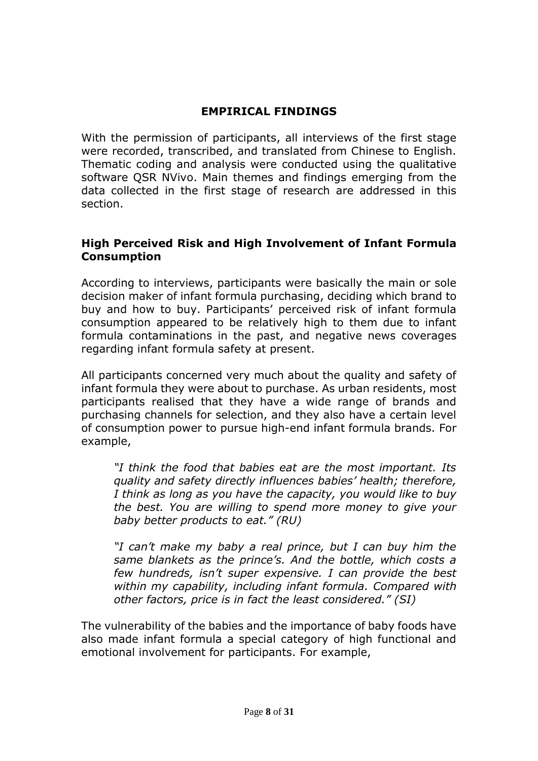## EMPIRICAL FINDINGS

With the permission of participants, all interviews of the first stage were recorded, transcribed, and translated from Chinese to English. Thematic coding and analysis were conducted using the qualitative software QSR NVivo. Main themes and findings emerging from the data collected in the first stage of research are addressed in this section.

### High Perceived Risk and High Involvement of Infant Formula Consumption

According to interviews, participants were basically the main or sole decision maker of infant formula purchasing, deciding which brand to buy and how to buy. Participants' perceived risk of infant formula consumption appeared to be relatively high to them due to infant formula contaminations in the past, and negative news coverages regarding infant formula safety at present.

All participants concerned very much about the quality and safety of infant formula they were about to purchase. As urban residents, most participants realised that they have a wide range of brands and purchasing channels for selection, and they also have a certain level of consumption power to pursue high-end infant formula brands. For example,

> *"I think the food that babies eat are the most important. Its quality and safety directly influences babies' health; therefore, I think as long as you have the capacity, you would like to buy the best. You are willing to spend more money to give your baby better products to eat." (RU)*

> *"I can't make my baby a real prince, but I can buy him the same blankets as the prince's. And the bottle, which costs a few hundreds, isn't super expensive. I can provide the best within my capability, including infant formula. Compared with other factors, price is in fact the least considered." (SI)*

The vulnerability of the babies and the importance of baby foods have also made infant formula a special category of high functional and emotional involvement for participants. For example,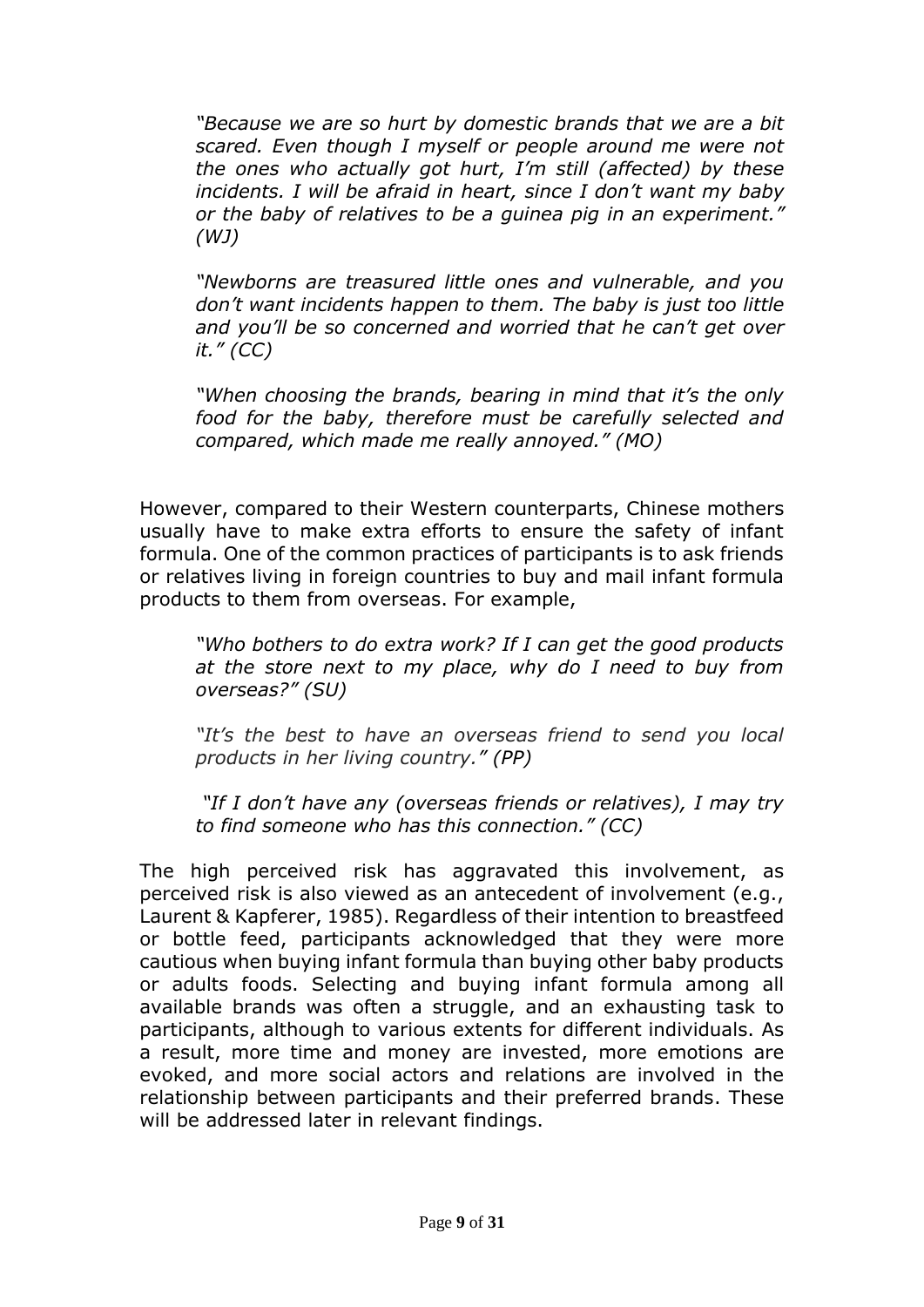> *"Because we are so hurt by domestic brands that we are a bit scared. Even though I myself or people around me were not the ones who actually got hurt, I'm still (affected) by these incidents. I will be afraid in heart, since I don't want my baby or the baby of relatives to be a guinea pig in an experiment." (WJ)*

> *"Newborns are treasured little ones and vulnerable, and you don't want incidents happen to them. The baby is just too little and you'll be so concerned and worried that he can't get over it." (CC)*

> *"When choosing the brands, bearing in mind that it's the only food for the baby, therefore must be carefully selected and compared, which made me really annoyed." (MO)*

However, compared to their Western counterparts, Chinese mothers usually have to make extra efforts to ensure the safety of infant formula. One of the common practices of participants is to ask friends or relatives living in foreign countries to buy and mail infant formula products to them from overseas. For example,

> *"Who bothers to do extra work? If I can get the good products at the store next to my place, why do I need to buy from overseas?" (SU)*

> *"It's the best to have an overseas friend to send you local products in her living country." (PP)*

> *"If I don't have any (overseas friends or relatives), I may try to find someone who has this connection." (CC)*

The high perceived risk has aggravated this involvement, as perceived risk is also viewed as an antecedent of involvement (e.g., Laurent & Kapferer, 1985). Regardless of their intention to breastfeed or bottle feed, participants acknowledged that they were more cautious when buying infant formula than buying other baby products or adults foods. Selecting and buying infant formula among all available brands was often a struggle, and an exhausting task to participants, although to various extents for different individuals. As a result, more time and money are invested, more emotions are evoked, and more social actors and relations are involved in the relationship between participants and their preferred brands. These will be addressed later in relevant findings.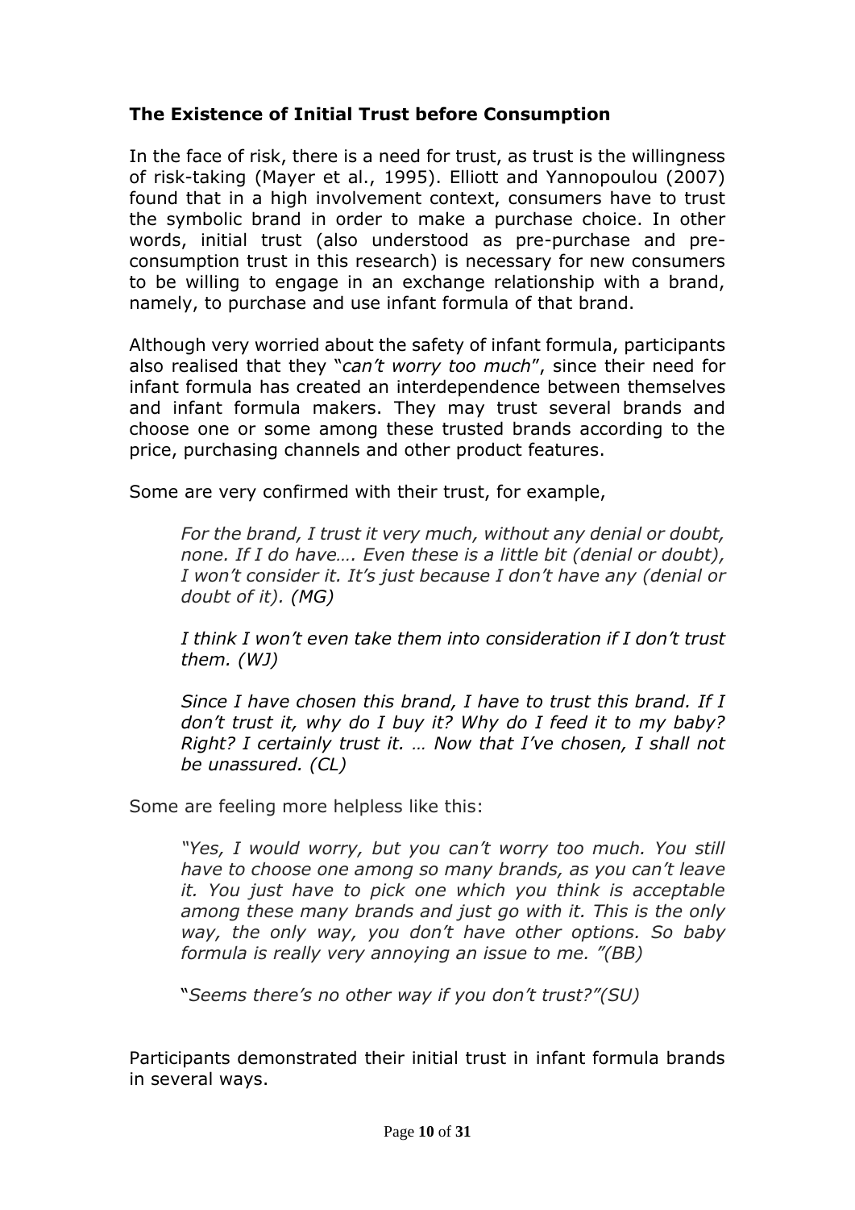**The Existence of Initial Trust before Consumption**

In the face of risk, there is a need for trust, as trust is the willingness of risk-taking (Mayer et al., 1995). Elliott and Yannopoulou (2007) found that in a high involvement context, consumers have to trust the symbolic brand in order to make a purchase choice. In other words, initial trust (also understood as pre-purchase and pre-consumption trust in this research) is necessary for new consumers to be willing to engage in an exchange relationship with a brand, namely, to purchase and use infant formula of that brand.

Although very worried about the safety of infant formula, participants also realised that they "*can't worry too much*", since their need for infant formula has created an interdependence between themselves and infant formula makers. They may trust several brands and choose one or some among these trusted brands according to the price, purchasing channels and other product features.

Some are very confirmed with their trust, for example,

> *For the brand, I trust it very much, without any denial or doubt, none. If I do have…. Even these is a little bit (denial or doubt), I won't consider it. It's just because I don't have any (denial or doubt of it). (MG)*
>
> *I think I won't even take them into consideration if I don't trust them. (WJ)*
>
> *Since I have chosen this brand, I have to trust this brand. If I don't trust it, why do I buy it? Why do I feed it to my baby? Right? I certainly trust it. … Now that I've chosen, I shall not be unassured. (CL)*

Some are feeling more helpless like this:

> *"Yes, I would worry, but you can't worry too much. You still have to choose one among so many brands, as you can't leave it. You just have to pick one which you think is acceptable among these many brands and just go with it. This is the only way, the only way, you don't have other options. So baby formula is really very annoying an issue to me. "(BB)*
>
> "*Seems there's no other way if you don't trust?"(SU)*

Participants demonstrated their initial trust in infant formula brands in several ways.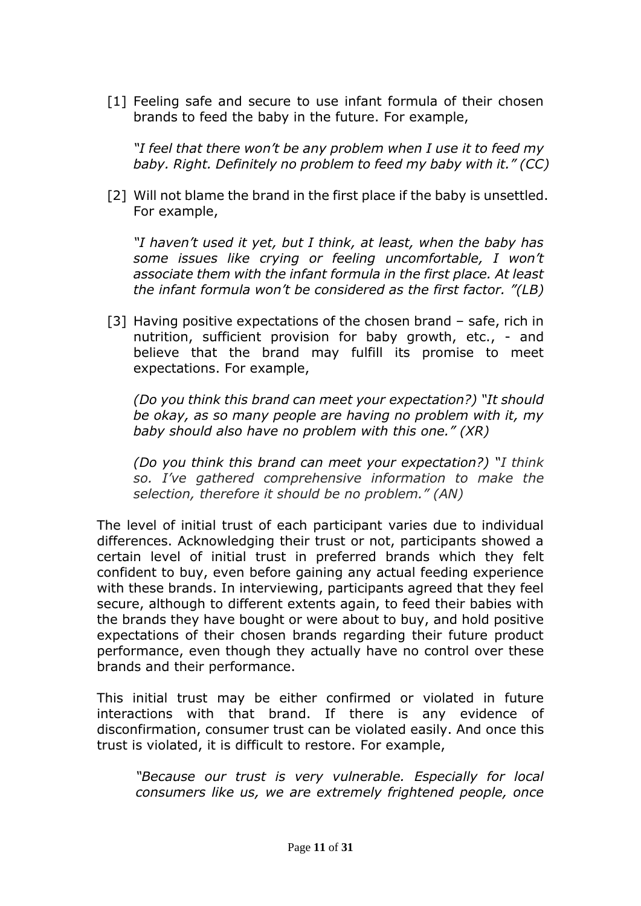[1] Feeling safe and secure to use infant formula of their chosen brands to feed the baby in the future. For example,

*"I feel that there won't be any problem when I use it to feed my baby. Right. Definitely no problem to feed my baby with it." (CC)*

[2] Will not blame the brand in the first place if the baby is unsettled. For example,

*"I haven't used it yet, but I think, at least, when the baby has some issues like crying or feeling uncomfortable, I won't associate them with the infant formula in the first place. At least the infant formula won't be considered as the first factor. "(LB)*

[3] Having positive expectations of the chosen brand – safe, rich in nutrition, sufficient provision for baby growth, etc., - and believe that the brand may fulfill its promise to meet expectations. For example,

*(Do you think this brand can meet your expectation?) "It should be okay, as so many people are having no problem with it, my baby should also have no problem with this one." (XR)*

*(Do you think this brand can meet your expectation?) "I think so. I've gathered comprehensive information to make the selection, therefore it should be no problem." (AN)*

The level of initial trust of each participant varies due to individual differences. Acknowledging their trust or not, participants showed a certain level of initial trust in preferred brands which they felt confident to buy, even before gaining any actual feeding experience with these brands. In interviewing, participants agreed that they feel secure, although to different extents again, to feed their babies with the brands they have bought or were about to buy, and hold positive expectations of their chosen brands regarding their future product performance, even though they actually have no control over these brands and their performance.

This initial trust may be either confirmed or violated in future interactions with that brand. If there is any evidence of disconfirmation, consumer trust can be violated easily. And once this trust is violated, it is difficult to restore. For example,

*"Because our trust is very vulnerable. Especially for local consumers like us, we are extremely frightened people, once*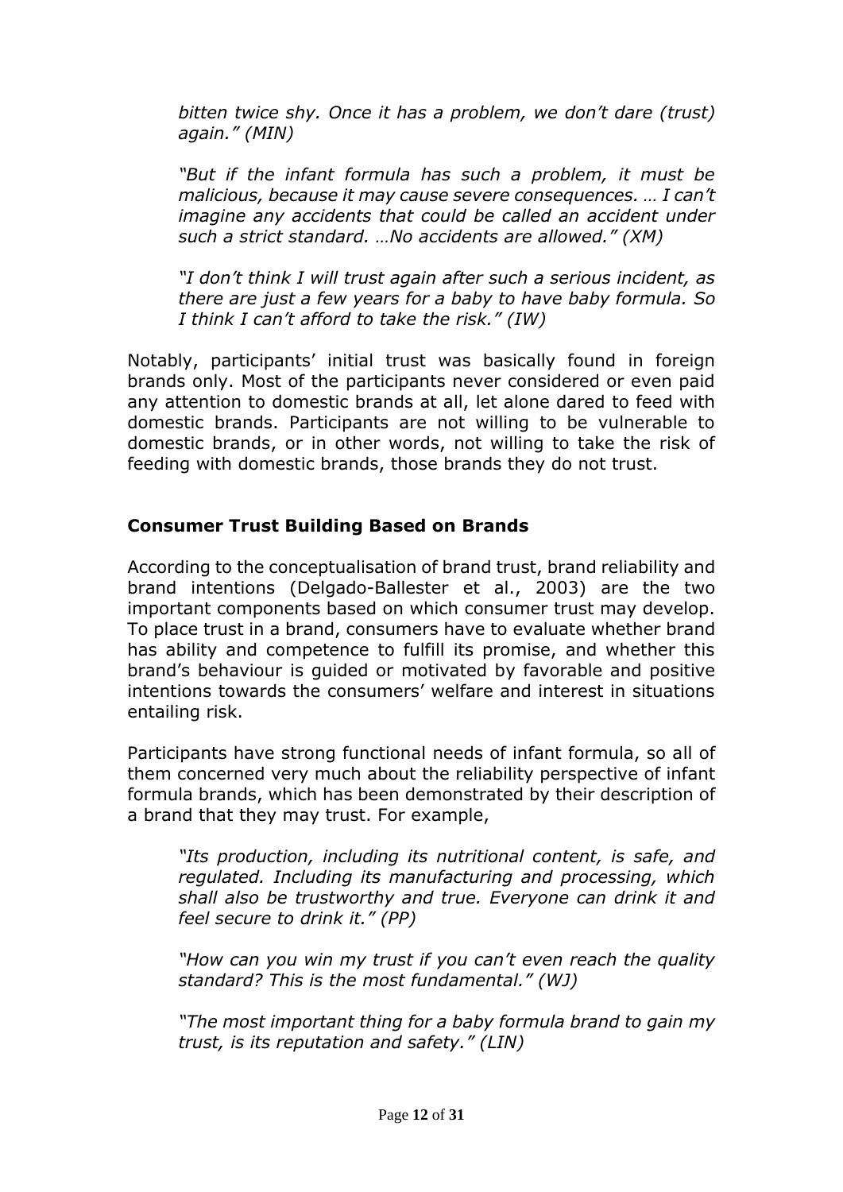*bitten twice shy. Once it has a problem, we don't dare (trust) again." (MIN)*

*"But if the infant formula has such a problem, it must be malicious, because it may cause severe consequences. … I can't imagine any accidents that could be called an accident under such a strict standard. …No accidents are allowed." (XM)*

*"I don't think I will trust again after such a serious incident, as there are just a few years for a baby to have baby formula. So I think I can't afford to take the risk." (IW)*

Notably, participants' initial trust was basically found in foreign brands only. Most of the participants never considered or even paid any attention to domestic brands at all, let alone dared to feed with domestic brands. Participants are not willing to be vulnerable to domestic brands, or in other words, not willing to take the risk of feeding with domestic brands, those brands they do not trust.

## Consumer Trust Building Based on Brands

According to the conceptualisation of brand trust, brand reliability and brand intentions (Delgado-Ballester et al., 2003) are the two important components based on which consumer trust may develop. To place trust in a brand, consumers have to evaluate whether brand has ability and competence to fulfill its promise, and whether this brand's behaviour is guided or motivated by favorable and positive intentions towards the consumers' welfare and interest in situations entailing risk.

Participants have strong functional needs of infant formula, so all of them concerned very much about the reliability perspective of infant formula brands, which has been demonstrated by their description of a brand that they may trust. For example,

*"Its production, including its nutritional content, is safe, and regulated. Including its manufacturing and processing, which shall also be trustworthy and true. Everyone can drink it and feel secure to drink it." (PP)*

*"How can you win my trust if you can't even reach the quality standard? This is the most fundamental." (WJ)*

*"The most important thing for a baby formula brand to gain my trust, is its reputation and safety." (LIN)*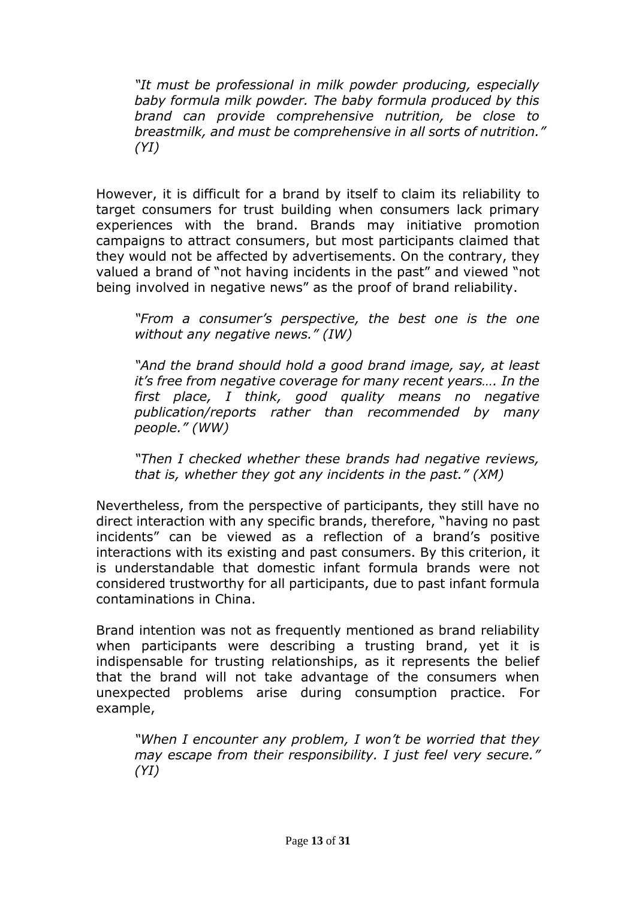> *"It must be professional in milk powder producing, especially baby formula milk powder. The baby formula produced by this brand can provide comprehensive nutrition, be close to breastmilk, and must be comprehensive in all sorts of nutrition." (YI)*

However, it is difficult for a brand by itself to claim its reliability to target consumers for trust building when consumers lack primary experiences with the brand. Brands may initiative promotion campaigns to attract consumers, but most participants claimed that they would not be affected by advertisements. On the contrary, they valued a brand of "not having incidents in the past" and viewed "not being involved in negative news" as the proof of brand reliability.

> *"From a consumer's perspective, the best one is the one without any negative news." (IW)*
>
> *"And the brand should hold a good brand image, say, at least it's free from negative coverage for many recent years…. In the first place, I think, good quality means no negative publication/reports rather than recommended by many people." (WW)*
>
> *"Then I checked whether these brands had negative reviews, that is, whether they got any incidents in the past." (XM)*

Nevertheless, from the perspective of participants, they still have no direct interaction with any specific brands, therefore, "having no past incidents" can be viewed as a reflection of a brand's positive interactions with its existing and past consumers. By this criterion, it is understandable that domestic infant formula brands were not considered trustworthy for all participants, due to past infant formula contaminations in China.

Brand intention was not as frequently mentioned as brand reliability when participants were describing a trusting brand, yet it is indispensable for trusting relationships, as it represents the belief that the brand will not take advantage of the consumers when unexpected problems arise during consumption practice. For example,

> *"When I encounter any problem, I won't be worried that they may escape from their responsibility. I just feel very secure." (YI)*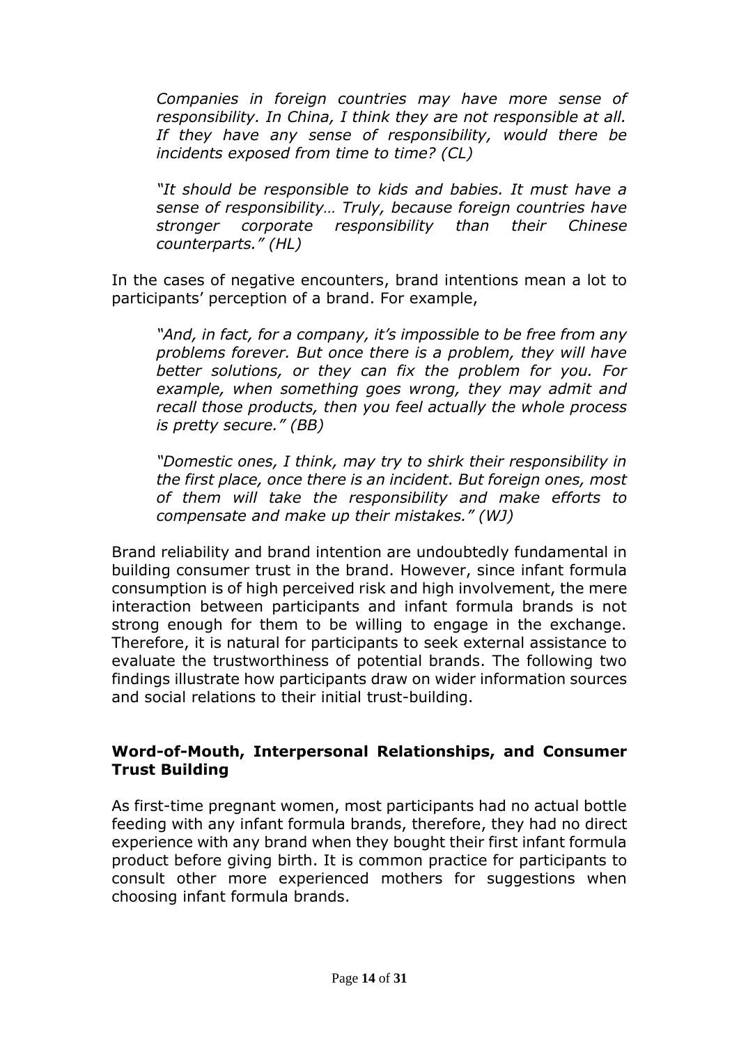> *Companies in foreign countries may have more sense of responsibility. In China, I think they are not responsible at all. If they have any sense of responsibility, would there be incidents exposed from time to time? (CL)*

> *"It should be responsible to kids and babies. It must have a sense of responsibility… Truly, because foreign countries have stronger corporate responsibility than their Chinese counterparts." (HL)*

In the cases of negative encounters, brand intentions mean a lot to participants' perception of a brand. For example,

> *"And, in fact, for a company, it's impossible to be free from any problems forever. But once there is a problem, they will have better solutions, or they can fix the problem for you. For example, when something goes wrong, they may admit and recall those products, then you feel actually the whole process is pretty secure." (BB)*

> *"Domestic ones, I think, may try to shirk their responsibility in the first place, once there is an incident. But foreign ones, most of them will take the responsibility and make efforts to compensate and make up their mistakes." (WJ)*

Brand reliability and brand intention are undoubtedly fundamental in building consumer trust in the brand. However, since infant formula consumption is of high perceived risk and high involvement, the mere interaction between participants and infant formula brands is not strong enough for them to be willing to engage in the exchange. Therefore, it is natural for participants to seek external assistance to evaluate the trustworthiness of potential brands. The following two findings illustrate how participants draw on wider information sources and social relations to their initial trust-building.

### Word-of-Mouth, Interpersonal Relationships, and Consumer Trust Building

As first-time pregnant women, most participants had no actual bottle feeding with any infant formula brands, therefore, they had no direct experience with any brand when they bought their first infant formula product before giving birth. It is common practice for participants to consult other more experienced mothers for suggestions when choosing infant formula brands.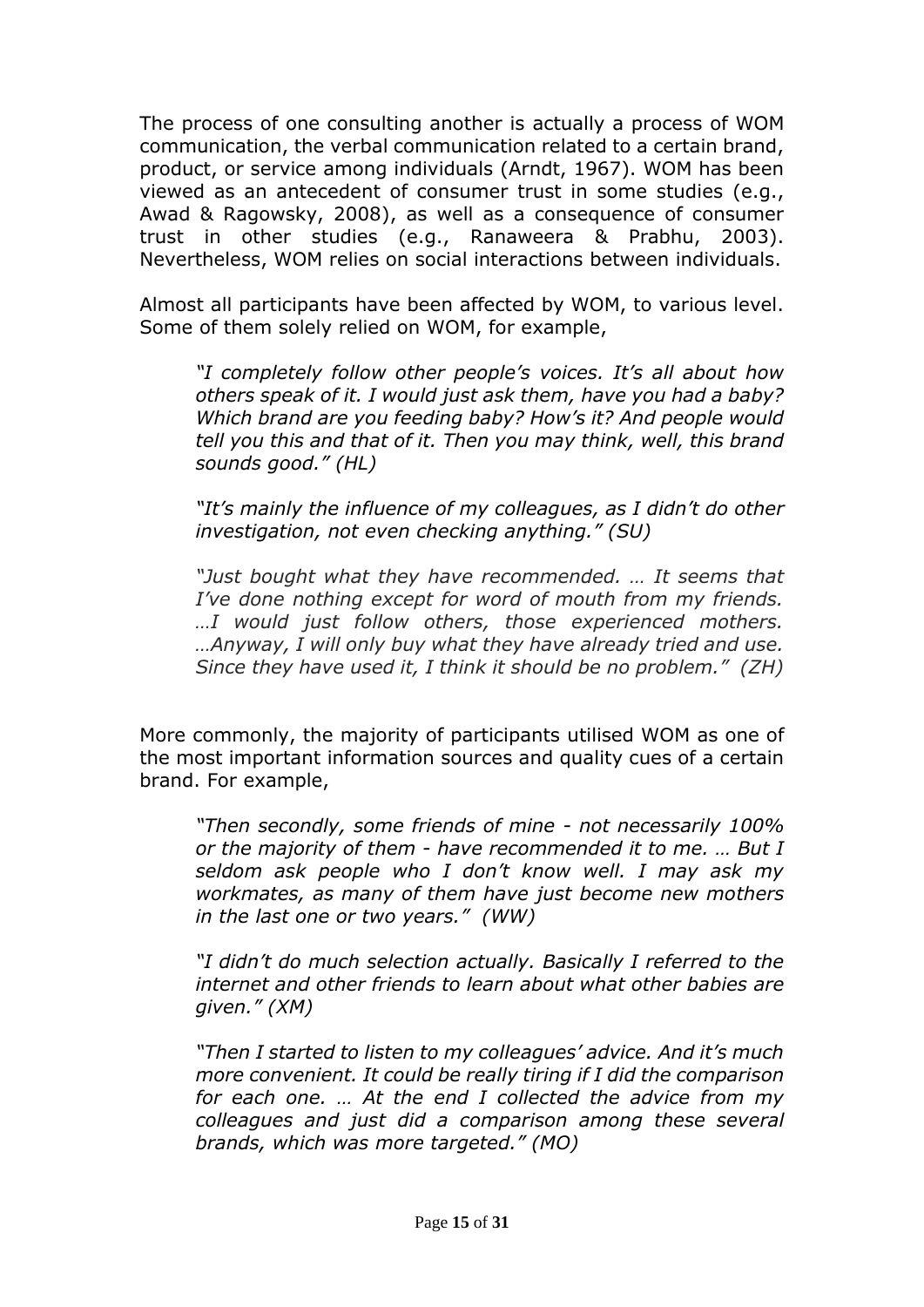The process of one consulting another is actually a process of WOM communication, the verbal communication related to a certain brand, product, or service among individuals (Arndt, 1967). WOM has been viewed as an antecedent of consumer trust in some studies (e.g., Awad & Ragowsky, 2008), as well as a consequence of consumer trust in other studies (e.g., Ranaweera & Prabhu, 2003). Nevertheless, WOM relies on social interactions between individuals.

Almost all participants have been affected by WOM, to various level. Some of them solely relied on WOM, for example,

> *"I completely follow other people's voices. It's all about how others speak of it. I would just ask them, have you had a baby? Which brand are you feeding baby? How's it? And people would tell you this and that of it. Then you may think, well, this brand sounds good." (HL)*

> *"It's mainly the influence of my colleagues, as I didn't do other investigation, not even checking anything." (SU)*

> *"Just bought what they have recommended. … It seems that I've done nothing except for word of mouth from my friends. …I would just follow others, those experienced mothers. …Anyway, I will only buy what they have already tried and use. Since they have used it, I think it should be no problem." (ZH)*

More commonly, the majority of participants utilised WOM as one of the most important information sources and quality cues of a certain brand. For example,

> *"Then secondly, some friends of mine - not necessarily 100% or the majority of them - have recommended it to me. … But I seldom ask people who I don't know well. I may ask my workmates, as many of them have just become new mothers in the last one or two years." (WW)*

> *"I didn't do much selection actually. Basically I referred to the internet and other friends to learn about what other babies are given." (XM)*

> *"Then I started to listen to my colleagues' advice. And it's much more convenient. It could be really tiring if I did the comparison for each one. … At the end I collected the advice from my colleagues and just did a comparison among these several brands, which was more targeted." (MO)*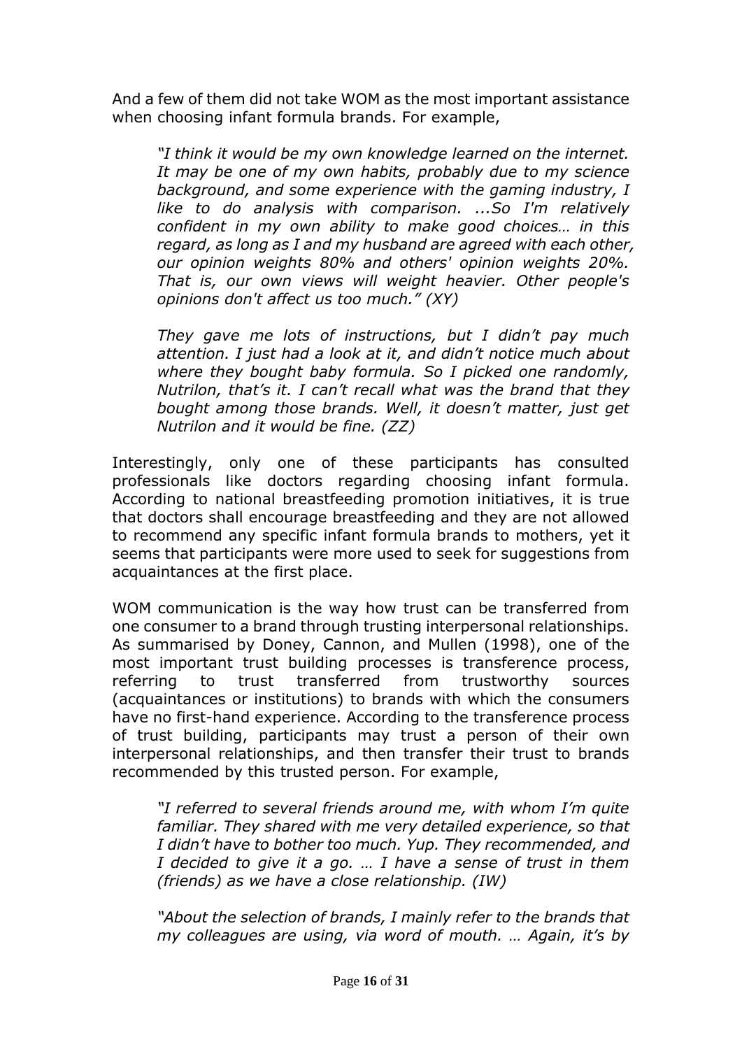And a few of them did not take WOM as the most important assistance when choosing infant formula brands. For example,

> *"I think it would be my own knowledge learned on the internet. It may be one of my own habits, probably due to my science background, and some experience with the gaming industry, I like to do analysis with comparison. ...So I'm relatively confident in my own ability to make good choices… in this regard, as long as I and my husband are agreed with each other, our opinion weights 80% and others' opinion weights 20%. That is, our own views will weight heavier. Other people's opinions don't affect us too much." (XY)*

> *They gave me lots of instructions, but I didn't pay much attention. I just had a look at it, and didn't notice much about where they bought baby formula. So I picked one randomly, Nutrilon, that's it. I can't recall what was the brand that they bought among those brands. Well, it doesn't matter, just get Nutrilon and it would be fine. (ZZ)*

Interestingly, only one of these participants has consulted professionals like doctors regarding choosing infant formula. According to national breastfeeding promotion initiatives, it is true that doctors shall encourage breastfeeding and they are not allowed to recommend any specific infant formula brands to mothers, yet it seems that participants were more used to seek for suggestions from acquaintances at the first place.

WOM communication is the way how trust can be transferred from one consumer to a brand through trusting interpersonal relationships. As summarised by Doney, Cannon, and Mullen (1998), one of the most important trust building processes is transference process, referring to trust transferred from trustworthy sources (acquaintances or institutions) to brands with which the consumers have no first-hand experience. According to the transference process of trust building, participants may trust a person of their own interpersonal relationships, and then transfer their trust to brands recommended by this trusted person. For example,

> *"I referred to several friends around me, with whom I'm quite familiar. They shared with me very detailed experience, so that I didn't have to bother too much. Yup. They recommended, and I decided to give it a go. … I have a sense of trust in them (friends) as we have a close relationship. (IW)*

> *"About the selection of brands, I mainly refer to the brands that my colleagues are using, via word of mouth. … Again, it's by*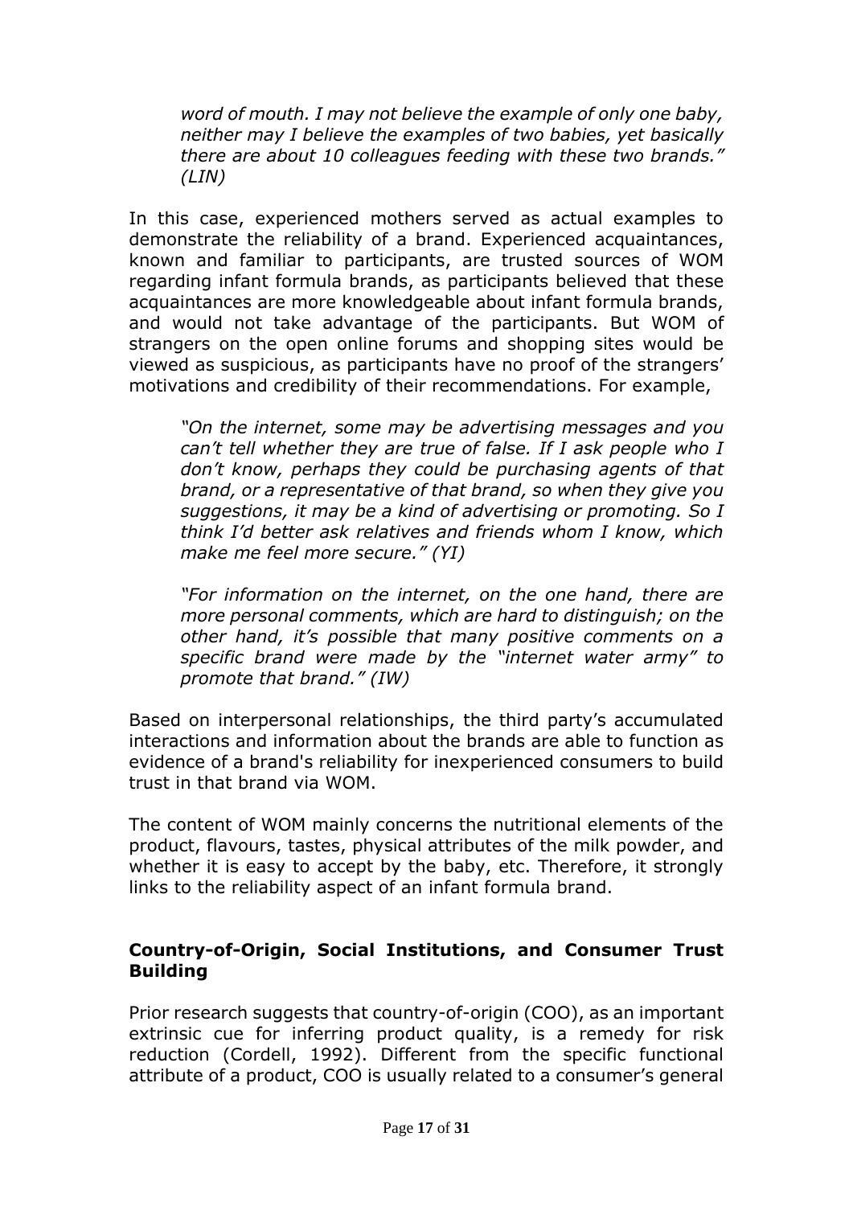*word of mouth. I may not believe the example of only one baby, neither may I believe the examples of two babies, yet basically there are about 10 colleagues feeding with these two brands." (LIN)*

In this case, experienced mothers served as actual examples to demonstrate the reliability of a brand. Experienced acquaintances, known and familiar to participants, are trusted sources of WOM regarding infant formula brands, as participants believed that these acquaintances are more knowledgeable about infant formula brands, and would not take advantage of the participants. But WOM of strangers on the open online forums and shopping sites would be viewed as suspicious, as participants have no proof of the strangers' motivations and credibility of their recommendations. For example,

*"On the internet, some may be advertising messages and you can't tell whether they are true of false. If I ask people who I don't know, perhaps they could be purchasing agents of that brand, or a representative of that brand, so when they give you suggestions, it may be a kind of advertising or promoting. So I think I'd better ask relatives and friends whom I know, which make me feel more secure." (YI)*

*"For information on the internet, on the one hand, there are more personal comments, which are hard to distinguish; on the other hand, it's possible that many positive comments on a specific brand were made by the "internet water army" to promote that brand." (IW)*

Based on interpersonal relationships, the third party's accumulated interactions and information about the brands are able to function as evidence of a brand's reliability for inexperienced consumers to build trust in that brand via WOM.

The content of WOM mainly concerns the nutritional elements of the product, flavours, tastes, physical attributes of the milk powder, and whether it is easy to accept by the baby, etc. Therefore, it strongly links to the reliability aspect of an infant formula brand.

### Country-of-Origin, Social Institutions, and Consumer Trust Building

Prior research suggests that country-of-origin (COO), as an important extrinsic cue for inferring product quality, is a remedy for risk reduction (Cordell, 1992). Different from the specific functional attribute of a product, COO is usually related to a consumer's general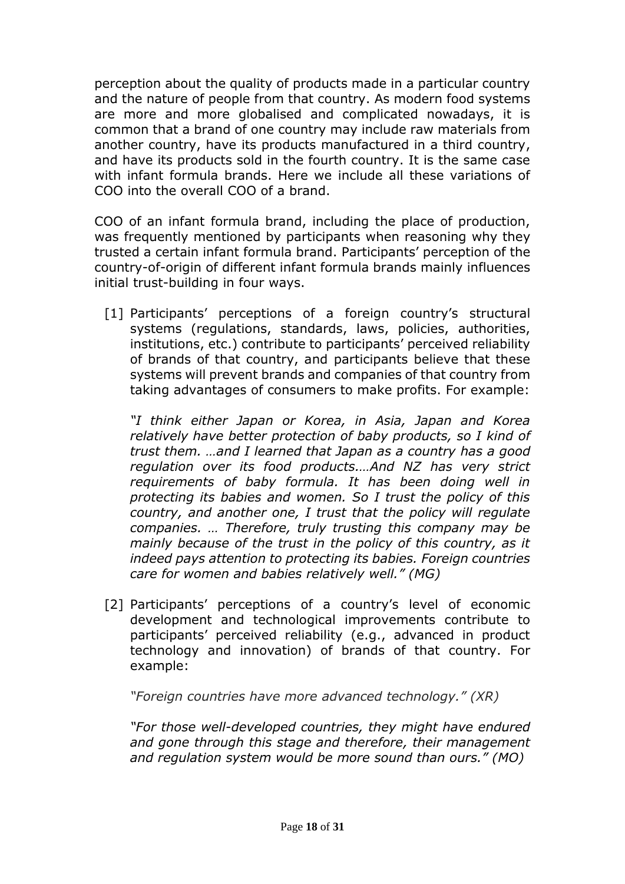perception about the quality of products made in a particular country and the nature of people from that country. As modern food systems are more and more globalised and complicated nowadays, it is common that a brand of one country may include raw materials from another country, have its products manufactured in a third country, and have its products sold in the fourth country. It is the same case with infant formula brands. Here we include all these variations of COO into the overall COO of a brand.

COO of an infant formula brand, including the place of production, was frequently mentioned by participants when reasoning why they trusted a certain infant formula brand. Participants' perception of the country-of-origin of different infant formula brands mainly influences initial trust-building in four ways.

[1] Participants' perceptions of a foreign country's structural systems (regulations, standards, laws, policies, authorities, institutions, etc.) contribute to participants' perceived reliability of brands of that country, and participants believe that these systems will prevent brands and companies of that country from taking advantages of consumers to make profits. For example:

*"I think either Japan or Korea, in Asia, Japan and Korea relatively have better protection of baby products, so I kind of trust them. …and I learned that Japan as a country has a good regulation over its food products.…And NZ has very strict requirements of baby formula. It has been doing well in protecting its babies and women. So I trust the policy of this country, and another one, I trust that the policy will regulate companies. … Therefore, truly trusting this company may be mainly because of the trust in the policy of this country, as it indeed pays attention to protecting its babies. Foreign countries care for women and babies relatively well." (MG)*

[2] Participants' perceptions of a country's level of economic development and technological improvements contribute to participants' perceived reliability (e.g., advanced in product technology and innovation) of brands of that country. For example:

*"Foreign countries have more advanced technology." (XR)*

*"For those well-developed countries, they might have endured and gone through this stage and therefore, their management and regulation system would be more sound than ours." (MO)*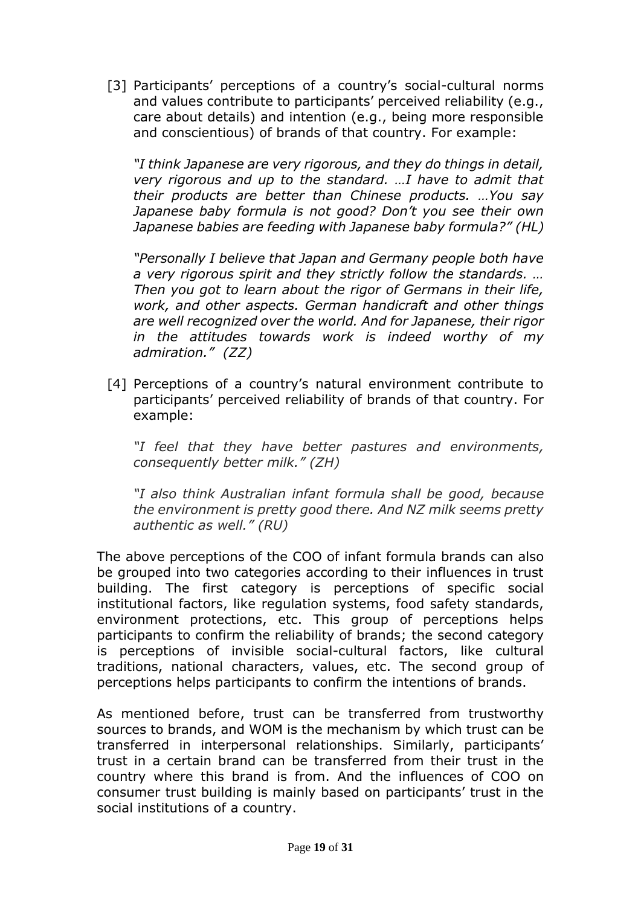[3] Participants' perceptions of a country's social-cultural norms and values contribute to participants' perceived reliability (e.g., care about details) and intention (e.g., being more responsible and conscientious) of brands of that country. For example:

*"I think Japanese are very rigorous, and they do things in detail, very rigorous and up to the standard. …I have to admit that their products are better than Chinese products. …You say Japanese baby formula is not good? Don't you see their own Japanese babies are feeding with Japanese baby formula?" (HL)*

*"Personally I believe that Japan and Germany people both have a very rigorous spirit and they strictly follow the standards. … Then you got to learn about the rigor of Germans in their life, work, and other aspects. German handicraft and other things are well recognized over the world. And for Japanese, their rigor in the attitudes towards work is indeed worthy of my admiration." (ZZ)*

[4] Perceptions of a country's natural environment contribute to participants' perceived reliability of brands of that country. For example:

*"I feel that they have better pastures and environments, consequently better milk." (ZH)*

*"I also think Australian infant formula shall be good, because the environment is pretty good there. And NZ milk seems pretty authentic as well." (RU)*

The above perceptions of the COO of infant formula brands can also be grouped into two categories according to their influences in trust building. The first category is perceptions of specific social institutional factors, like regulation systems, food safety standards, environment protections, etc. This group of perceptions helps participants to confirm the reliability of brands; the second category is perceptions of invisible social-cultural factors, like cultural traditions, national characters, values, etc. The second group of perceptions helps participants to confirm the intentions of brands.

As mentioned before, trust can be transferred from trustworthy sources to brands, and WOM is the mechanism by which trust can be transferred in interpersonal relationships. Similarly, participants' trust in a certain brand can be transferred from their trust in the country where this brand is from. And the influences of COO on consumer trust building is mainly based on participants' trust in the social institutions of a country.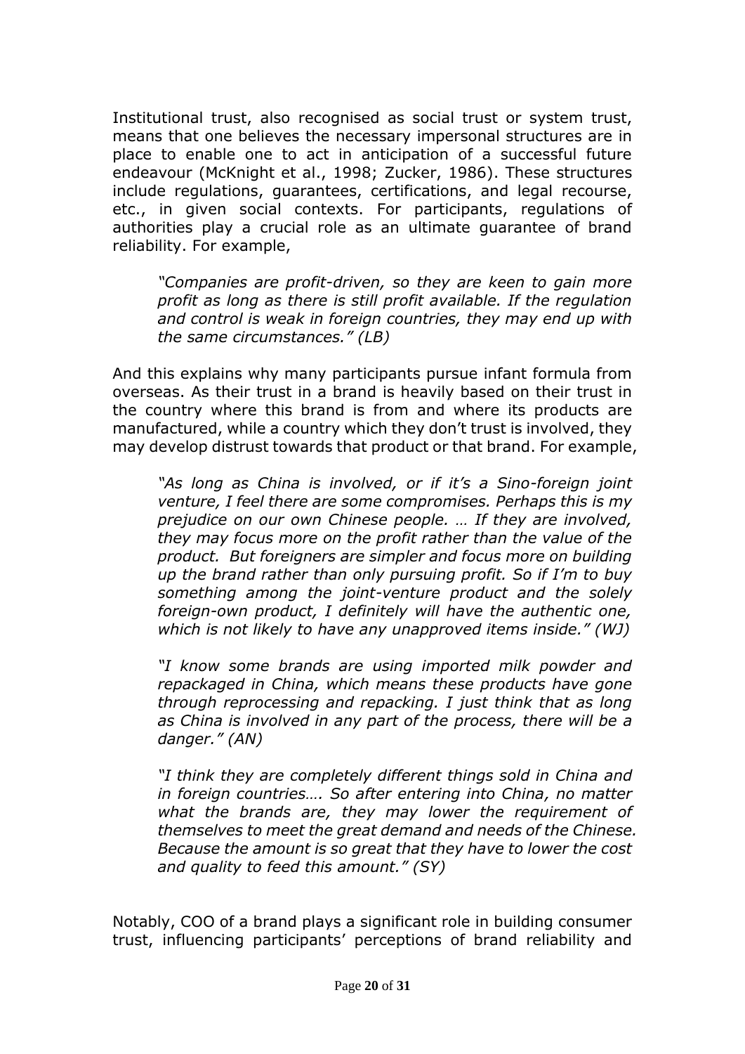Institutional trust, also recognised as social trust or system trust, means that one believes the necessary impersonal structures are in place to enable one to act in anticipation of a successful future endeavour (McKnight et al., 1998; Zucker, 1986). These structures include regulations, guarantees, certifications, and legal recourse, etc., in given social contexts. For participants, regulations of authorities play a crucial role as an ultimate guarantee of brand reliability. For example,

> *"Companies are profit-driven, so they are keen to gain more profit as long as there is still profit available. If the regulation and control is weak in foreign countries, they may end up with the same circumstances." (LB)*

And this explains why many participants pursue infant formula from overseas. As their trust in a brand is heavily based on their trust in the country where this brand is from and where its products are manufactured, while a country which they don't trust is involved, they may develop distrust towards that product or that brand. For example,

> *"As long as China is involved, or if it's a Sino-foreign joint venture, I feel there are some compromises. Perhaps this is my prejudice on our own Chinese people. … If they are involved, they may focus more on the profit rather than the value of the product. But foreigners are simpler and focus more on building up the brand rather than only pursuing profit. So if I'm to buy something among the joint-venture product and the solely foreign-own product, I definitely will have the authentic one, which is not likely to have any unapproved items inside." (WJ)*

> *"I know some brands are using imported milk powder and repackaged in China, which means these products have gone through reprocessing and repacking. I just think that as long as China is involved in any part of the process, there will be a danger." (AN)*

> *"I think they are completely different things sold in China and in foreign countries…. So after entering into China, no matter what the brands are, they may lower the requirement of themselves to meet the great demand and needs of the Chinese. Because the amount is so great that they have to lower the cost and quality to feed this amount." (SY)*

Notably, COO of a brand plays a significant role in building consumer trust, influencing participants' perceptions of brand reliability and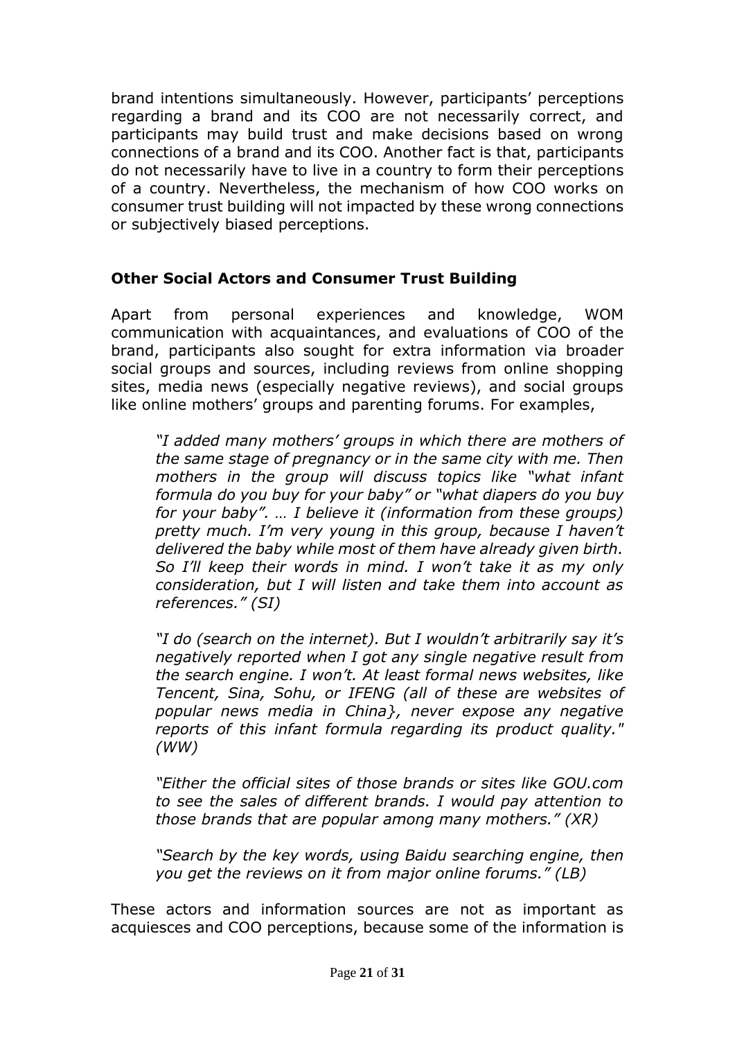brand intentions simultaneously. However, participants' perceptions regarding a brand and its COO are not necessarily correct, and participants may build trust and make decisions based on wrong connections of a brand and its COO. Another fact is that, participants do not necessarily have to live in a country to form their perceptions of a country. Nevertheless, the mechanism of how COO works on consumer trust building will not impacted by these wrong connections or subjectively biased perceptions.

## Other Social Actors and Consumer Trust Building

Apart from personal experiences and knowledge, WOM communication with acquaintances, and evaluations of COO of the brand, participants also sought for extra information via broader social groups and sources, including reviews from online shopping sites, media news (especially negative reviews), and social groups like online mothers' groups and parenting forums. For examples,

> *"I added many mothers' groups in which there are mothers of the same stage of pregnancy or in the same city with me. Then mothers in the group will discuss topics like "what infant formula do you buy for your baby" or "what diapers do you buy for your baby". … I believe it (information from these groups) pretty much. I'm very young in this group, because I haven't delivered the baby while most of them have already given birth. So I'll keep their words in mind. I won't take it as my only consideration, but I will listen and take them into account as references." (SI)*

> *"I do (search on the internet). But I wouldn't arbitrarily say it's negatively reported when I got any single negative result from the search engine. I won't. At least formal news websites, like Tencent, Sina, Sohu, or IFENG (all of these are websites of popular news media in China}, never expose any negative reports of this infant formula regarding its product quality." (WW)*

> *"Either the official sites of those brands or sites like GOU.com to see the sales of different brands. I would pay attention to those brands that are popular among many mothers." (XR)*

> *"Search by the key words, using Baidu searching engine, then you get the reviews on it from major online forums." (LB)*

These actors and information sources are not as important as acquiesces and COO perceptions, because some of the information is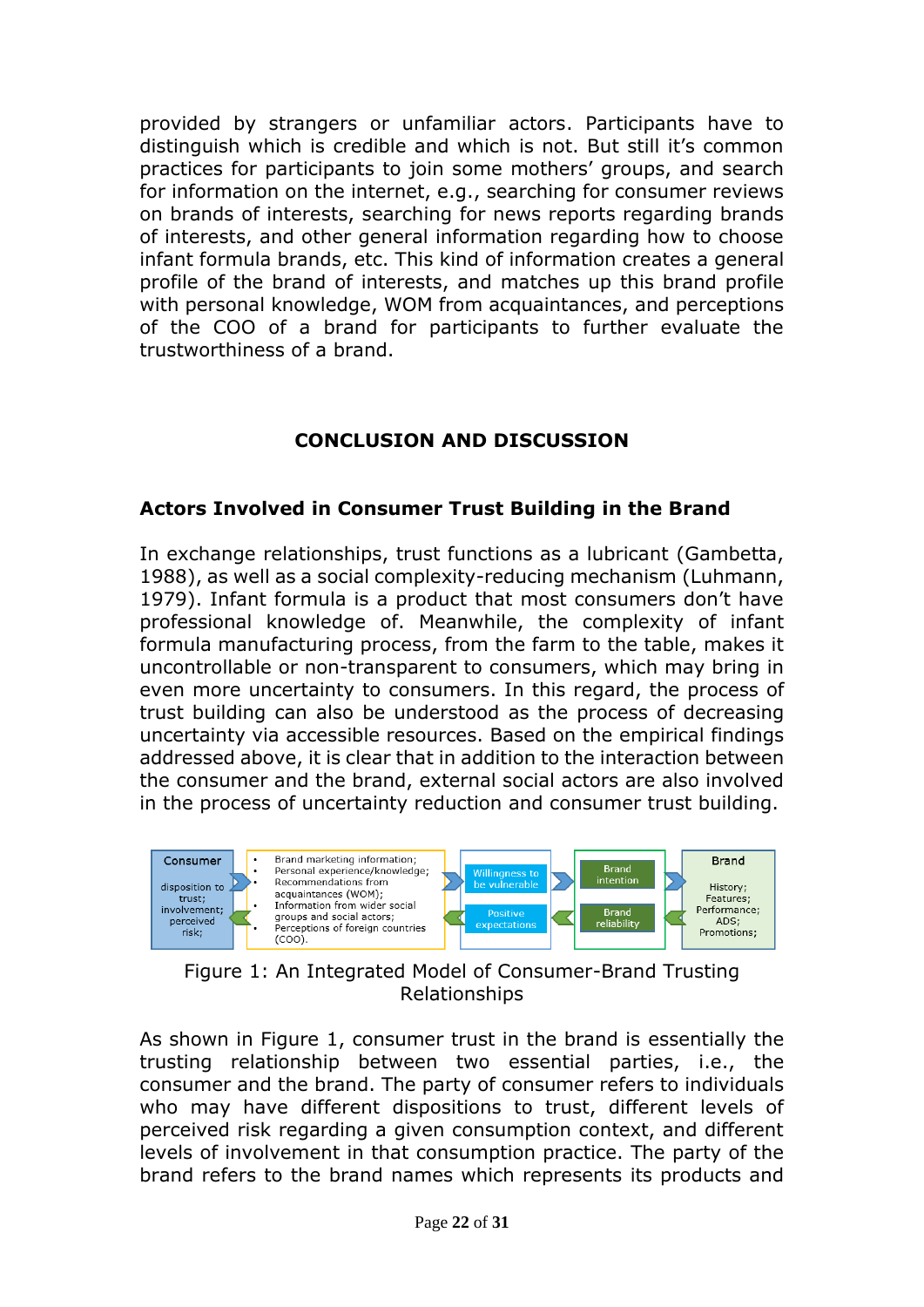provided by strangers or unfamiliar actors. Participants have to distinguish which is credible and which is not. But still it's common practices for participants to join some mothers' groups, and search for information on the internet, e.g., searching for consumer reviews on brands of interests, searching for news reports regarding brands of interests, and other general information regarding how to choose infant formula brands, etc. This kind of information creates a general profile of the brand of interests, and matches up this brand profile with personal knowledge, WOM from acquaintances, and perceptions of the COO of a brand for participants to further evaluate the trustworthiness of a brand.

## CONCLUSION AND DISCUSSION

### Actors Involved in Consumer Trust Building in the Brand

In exchange relationships, trust functions as a lubricant (Gambetta, 1988), as well as a social complexity-reducing mechanism (Luhmann, 1979). Infant formula is a product that most consumers don't have professional knowledge of. Meanwhile, the complexity of infant formula manufacturing process, from the farm to the table, makes it uncontrollable or non-transparent to consumers, which may bring in even more uncertainty to consumers. In this regard, the process of trust building can also be understood as the process of decreasing uncertainty via accessible resources. Based on the empirical findings addressed above, it is clear that in addition to the interaction between the consumer and the brand, external social actors are also involved in the process of uncertainty reduction and consumer trust building.

Consumer: disposition to trust; involvement; perceived risk;

- Brand marketing information;
- Personal experience/knowledge;
- Recommendations from acquaintances (WOM);
- Information from wider social groups and social actors;
- Perceptions of foreign countries (COO).

Willingness to be vulnerable | Positive expectations

Brand intention | Brand reliability

Brand: History; Features; Performance; ADS; Promotions;

Figure 1: An Integrated Model of Consumer-Brand Trusting Relationships

As shown in Figure 1, consumer trust in the brand is essentially the trusting relationship between two essential parties, i.e., the consumer and the brand. The party of consumer refers to individuals who may have different dispositions to trust, different levels of perceived risk regarding a given consumption context, and different levels of involvement in that consumption practice. The party of the brand refers to the brand names which represents its products and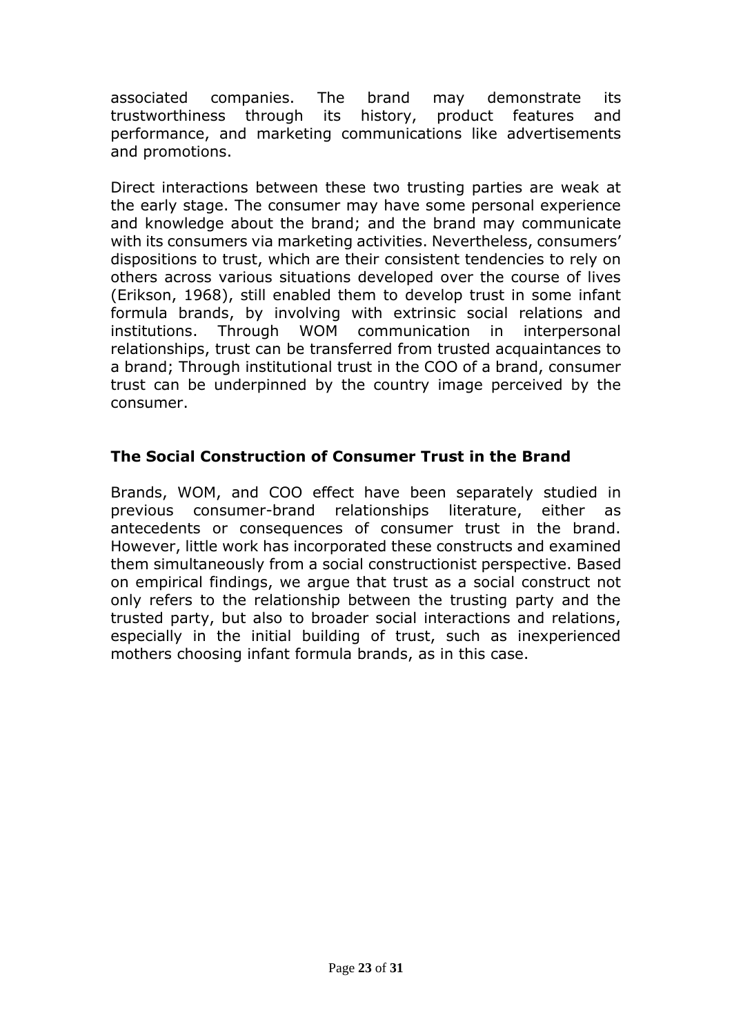associated companies. The brand may demonstrate its trustworthiness through its history, product features and performance, and marketing communications like advertisements and promotions.

Direct interactions between these two trusting parties are weak at the early stage. The consumer may have some personal experience and knowledge about the brand; and the brand may communicate with its consumers via marketing activities. Nevertheless, consumers' dispositions to trust, which are their consistent tendencies to rely on others across various situations developed over the course of lives (Erikson, 1968), still enabled them to develop trust in some infant formula brands, by involving with extrinsic social relations and institutions. Through WOM communication in interpersonal relationships, trust can be transferred from trusted acquaintances to a brand; Through institutional trust in the COO of a brand, consumer trust can be underpinned by the country image perceived by the consumer.

## The Social Construction of Consumer Trust in the Brand

Brands, WOM, and COO effect have been separately studied in previous consumer-brand relationships literature, either as antecedents or consequences of consumer trust in the brand. However, little work has incorporated these constructs and examined them simultaneously from a social constructionist perspective. Based on empirical findings, we argue that trust as a social construct not only refers to the relationship between the trusting party and the trusted party, but also to broader social interactions and relations, especially in the initial building of trust, such as inexperienced mothers choosing infant formula brands, as in this case.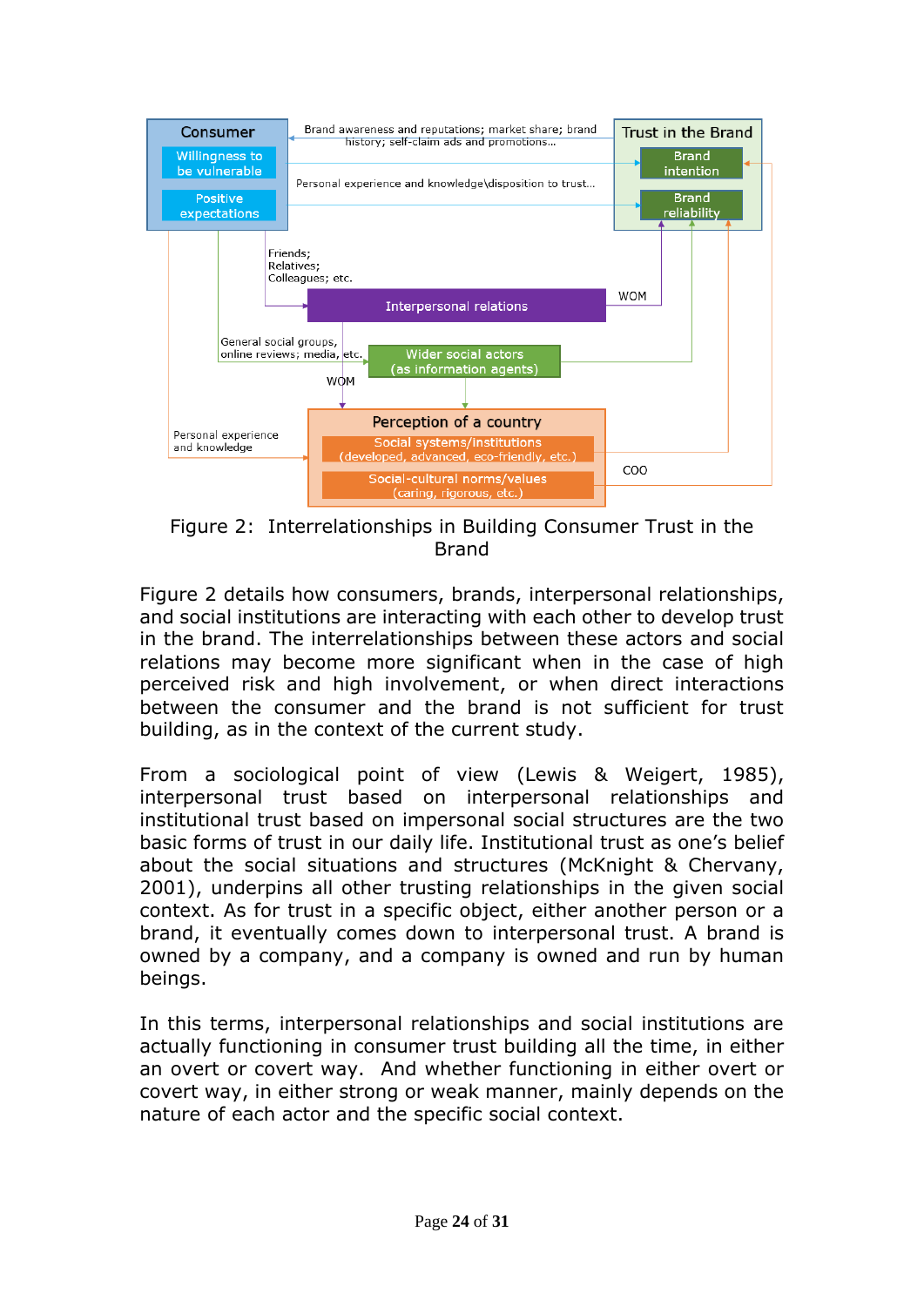Figure 2: Interrelationships in Building Consumer Trust in the Brand

Figure 2 details how consumers, brands, interpersonal relationships, and social institutions are interacting with each other to develop trust in the brand. The interrelationships between these actors and social relations may become more significant when in the case of high perceived risk and high involvement, or when direct interactions between the consumer and the brand is not sufficient for trust building, as in the context of the current study.

From a sociological point of view (Lewis & Weigert, 1985), interpersonal trust based on interpersonal relationships and institutional trust based on impersonal social structures are the two basic forms of trust in our daily life. Institutional trust as one's belief about the social situations and structures (McKnight & Chervany, 2001), underpins all other trusting relationships in the given social context. As for trust in a specific object, either another person or a brand, it eventually comes down to interpersonal trust. A brand is owned by a company, and a company is owned and run by human beings.

In this terms, interpersonal relationships and social institutions are actually functioning in consumer trust building all the time, in either an overt or covert way. And whether functioning in either overt or covert way, in either strong or weak manner, mainly depends on the nature of each actor and the specific social context.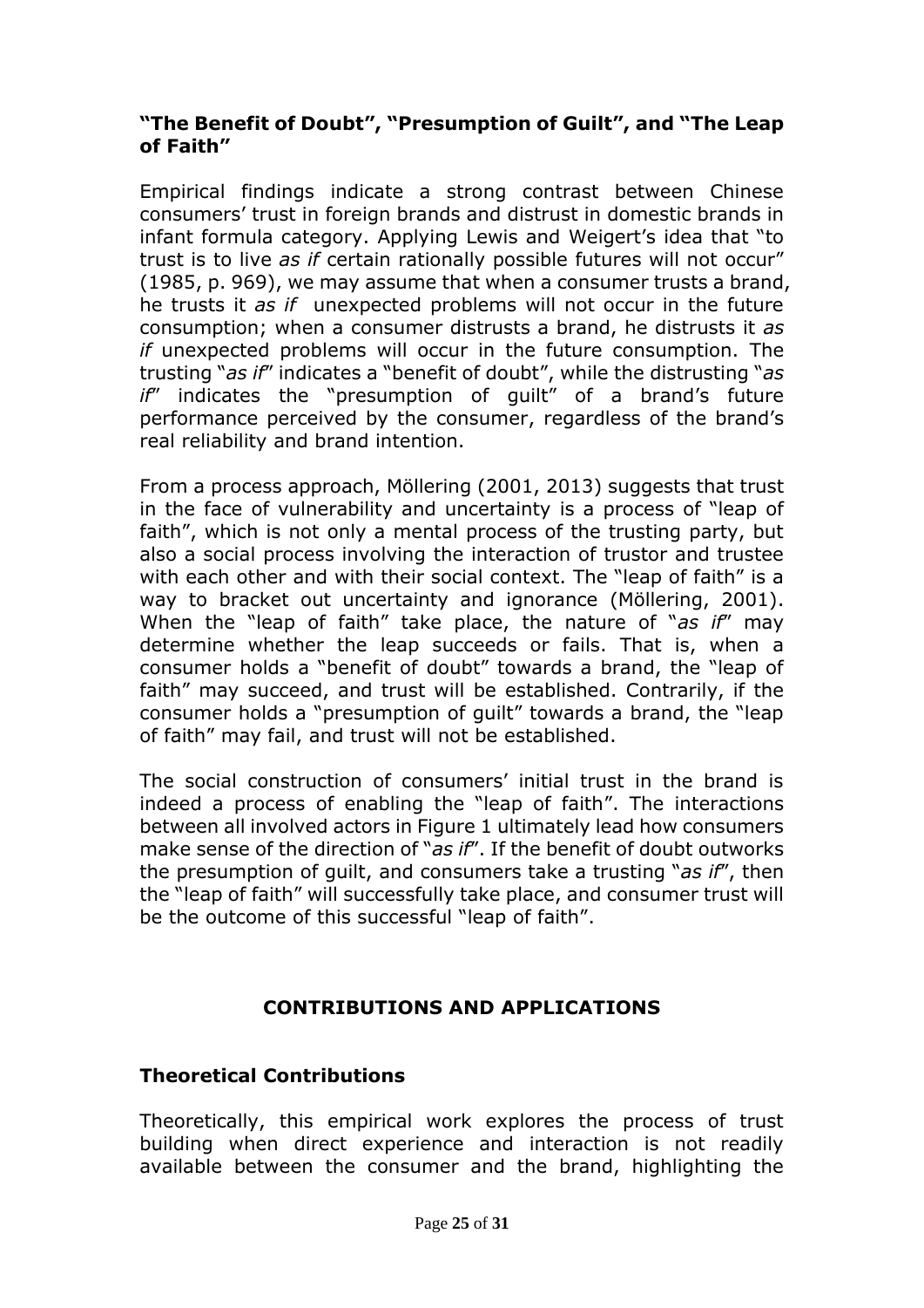### **"The Benefit of Doubt", "Presumption of Guilt", and "The Leap of Faith"**

Empirical findings indicate a strong contrast between Chinese consumers' trust in foreign brands and distrust in domestic brands in infant formula category. Applying Lewis and Weigert's idea that "to trust is to live *as if* certain rationally possible futures will not occur" (1985, p. 969), we may assume that when a consumer trusts a brand, he trusts it *as if* unexpected problems will not occur in the future consumption; when a consumer distrusts a brand, he distrusts it *as if* unexpected problems will occur in the future consumption. The trusting "*as if*" indicates a "benefit of doubt", while the distrusting "*as if*" indicates the "presumption of guilt" of a brand's future performance perceived by the consumer, regardless of the brand's real reliability and brand intention.

From a process approach, Möllering (2001, 2013) suggests that trust in the face of vulnerability and uncertainty is a process of "leap of faith", which is not only a mental process of the trusting party, but also a social process involving the interaction of trustor and trustee with each other and with their social context. The "leap of faith" is a way to bracket out uncertainty and ignorance (Möllering, 2001). When the "leap of faith" take place, the nature of "*as if*" may determine whether the leap succeeds or fails. That is, when a consumer holds a "benefit of doubt" towards a brand, the "leap of faith" may succeed, and trust will be established. Contrarily, if the consumer holds a "presumption of guilt" towards a brand, the "leap of faith" may fail, and trust will not be established.

The social construction of consumers' initial trust in the brand is indeed a process of enabling the "leap of faith". The interactions between all involved actors in Figure 1 ultimately lead how consumers make sense of the direction of "*as if*". If the benefit of doubt outworks the presumption of guilt, and consumers take a trusting "*as if*", then the "leap of faith" will successfully take place, and consumer trust will be the outcome of this successful "leap of faith".

## **CONTRIBUTIONS AND APPLICATIONS**

### **Theoretical Contributions**

Theoretically, this empirical work explores the process of trust building when direct experience and interaction is not readily available between the consumer and the brand, highlighting the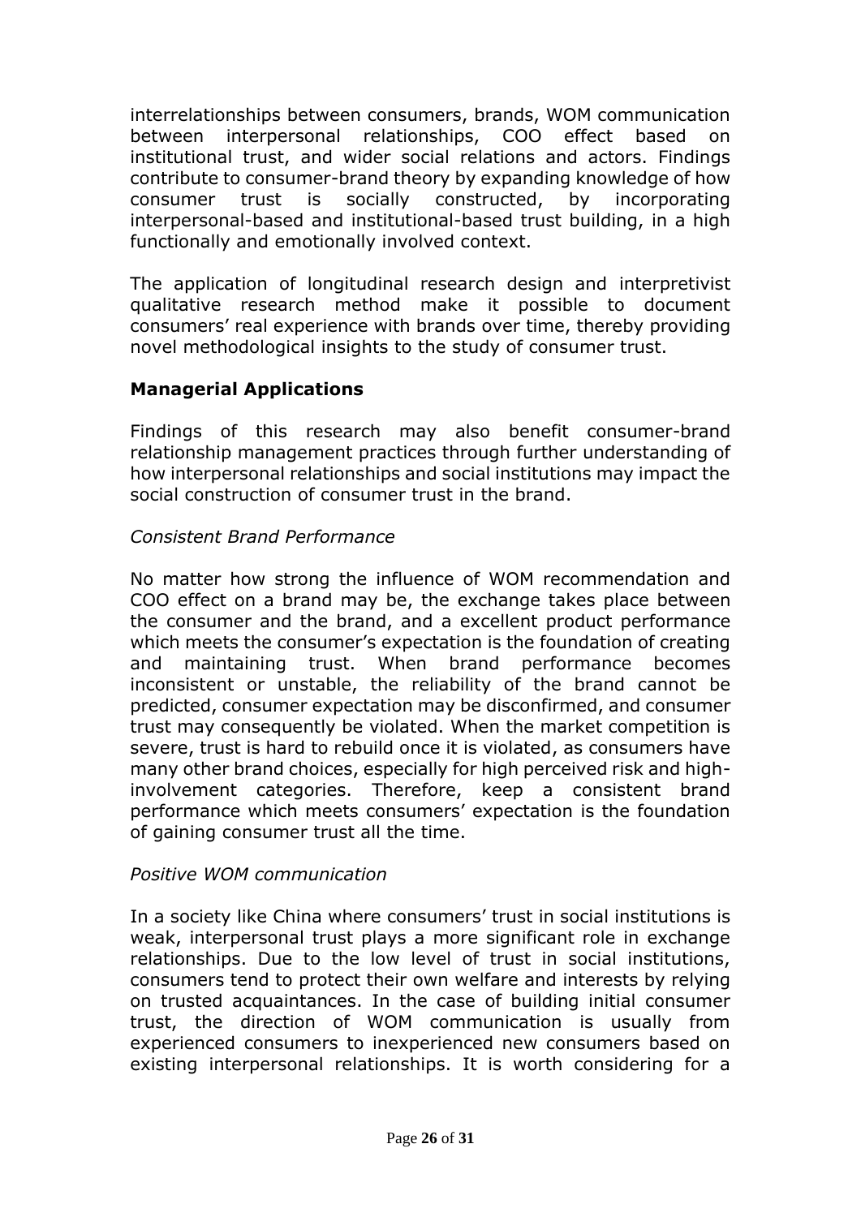interrelationships between consumers, brands, WOM communication between interpersonal relationships, COO effect based on institutional trust, and wider social relations and actors. Findings contribute to consumer-brand theory by expanding knowledge of how consumer trust is socially constructed, by incorporating interpersonal-based and institutional-based trust building, in a high functionally and emotionally involved context.

The application of longitudinal research design and interpretivist qualitative research method make it possible to document consumers' real experience with brands over time, thereby providing novel methodological insights to the study of consumer trust.

## Managerial Applications

Findings of this research may also benefit consumer-brand relationship management practices through further understanding of how interpersonal relationships and social institutions may impact the social construction of consumer trust in the brand.

*Consistent Brand Performance*

No matter how strong the influence of WOM recommendation and COO effect on a brand may be, the exchange takes place between the consumer and the brand, and a excellent product performance which meets the consumer's expectation is the foundation of creating and maintaining trust. When brand performance becomes inconsistent or unstable, the reliability of the brand cannot be predicted, consumer expectation may be disconfirmed, and consumer trust may consequently be violated. When the market competition is severe, trust is hard to rebuild once it is violated, as consumers have many other brand choices, especially for high perceived risk and high-involvement categories. Therefore, keep a consistent brand performance which meets consumers' expectation is the foundation of gaining consumer trust all the time.

*Positive WOM communication*

In a society like China where consumers' trust in social institutions is weak, interpersonal trust plays a more significant role in exchange relationships. Due to the low level of trust in social institutions, consumers tend to protect their own welfare and interests by relying on trusted acquaintances. In the case of building initial consumer trust, the direction of WOM communication is usually from experienced consumers to inexperienced new consumers based on existing interpersonal relationships. It is worth considering for a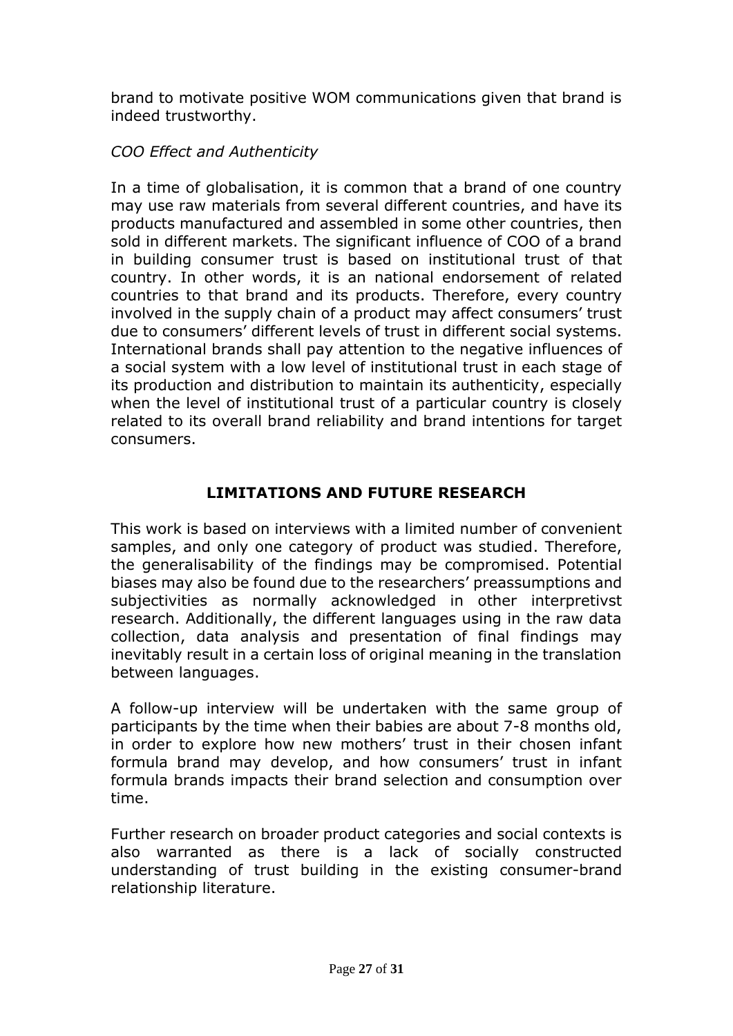brand to motivate positive WOM communications given that brand is indeed trustworthy.

*COO Effect and Authenticity*

In a time of globalisation, it is common that a brand of one country may use raw materials from several different countries, and have its products manufactured and assembled in some other countries, then sold in different markets. The significant influence of COO of a brand in building consumer trust is based on institutional trust of that country. In other words, it is an national endorsement of related countries to that brand and its products. Therefore, every country involved in the supply chain of a product may affect consumers' trust due to consumers' different levels of trust in different social systems. International brands shall pay attention to the negative influences of a social system with a low level of institutional trust in each stage of its production and distribution to maintain its authenticity, especially when the level of institutional trust of a particular country is closely related to its overall brand reliability and brand intentions for target consumers.

## LIMITATIONS AND FUTURE RESEARCH

This work is based on interviews with a limited number of convenient samples, and only one category of product was studied. Therefore, the generalisability of the findings may be compromised. Potential biases may also be found due to the researchers' preassumptions and subjectivities as normally acknowledged in other interpretivst research. Additionally, the different languages using in the raw data collection, data analysis and presentation of final findings may inevitably result in a certain loss of original meaning in the translation between languages.

A follow-up interview will be undertaken with the same group of participants by the time when their babies are about 7-8 months old, in order to explore how new mothers' trust in their chosen infant formula brand may develop, and how consumers' trust in infant formula brands impacts their brand selection and consumption over time.

Further research on broader product categories and social contexts is also warranted as there is a lack of socially constructed understanding of trust building in the existing consumer-brand relationship literature.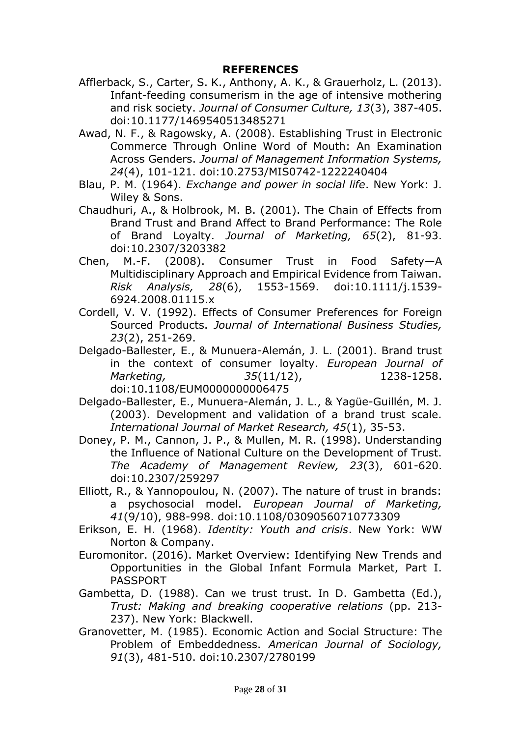# REFERENCES

Afflerback, S., Carter, S. K., Anthony, A. K., & Grauerholz, L. (2013). Infant-feeding consumerism in the age of intensive mothering and risk society. *Journal of Consumer Culture, 13*(3), 387-405. doi:10.1177/1469540513485271

Awad, N. F., & Ragowsky, A. (2008). Establishing Trust in Electronic Commerce Through Online Word of Mouth: An Examination Across Genders. *Journal of Management Information Systems, 24*(4), 101-121. doi:10.2753/MIS0742-1222240404

Blau, P. M. (1964). *Exchange and power in social life*. New York: J. Wiley & Sons.

Chaudhuri, A., & Holbrook, M. B. (2001). The Chain of Effects from Brand Trust and Brand Affect to Brand Performance: The Role of Brand Loyalty. *Journal of Marketing, 65*(2), 81-93. doi:10.2307/3203382

Chen, M.-F. (2008). Consumer Trust in Food Safety—A Multidisciplinary Approach and Empirical Evidence from Taiwan. *Risk Analysis, 28*(6), 1553-1569. doi:10.1111/j.1539-6924.2008.01115.x

Cordell, V. V. (1992). Effects of Consumer Preferences for Foreign Sourced Products. *Journal of International Business Studies, 23*(2), 251-269.

Delgado-Ballester, E., & Munuera-Alemán, J. L. (2001). Brand trust in the context of consumer loyalty. *European Journal of Marketing, 35*(11/12), 1238-1258. doi:10.1108/EUM0000000006475

Delgado-Ballester, E., Munuera-Alemán, J. L., & Yagüe-Guillén, M. J. (2003). Development and validation of a brand trust scale. *International Journal of Market Research, 45*(1), 35-53.

Doney, P. M., Cannon, J. P., & Mullen, M. R. (1998). Understanding the Influence of National Culture on the Development of Trust. *The Academy of Management Review, 23*(3), 601-620. doi:10.2307/259297

Elliott, R., & Yannopoulou, N. (2007). The nature of trust in brands: a psychosocial model. *European Journal of Marketing, 41*(9/10), 988-998. doi:10.1108/03090560710773309

Erikson, E. H. (1968). *Identity: Youth and crisis*. New York: WW Norton & Company.

Euromonitor. (2016). Market Overview: Identifying New Trends and Opportunities in the Global Infant Formula Market, Part I. PASSPORT

Gambetta, D. (1988). Can we trust trust. In D. Gambetta (Ed.), *Trust: Making and breaking cooperative relations* (pp. 213-237). New York: Blackwell.

Granovetter, M. (1985). Economic Action and Social Structure: The Problem of Embeddedness. *American Journal of Sociology, 91*(3), 481-510. doi:10.2307/2780199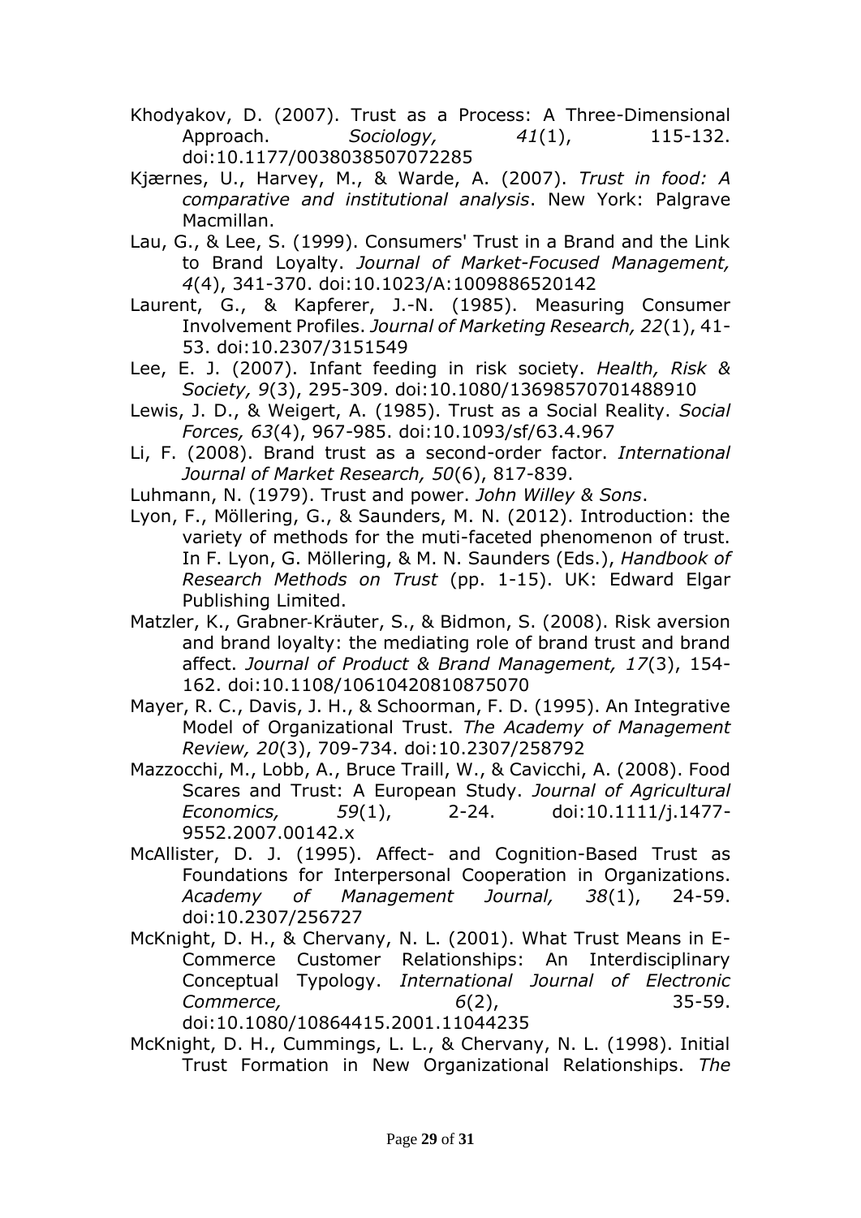Khodyakov, D. (2007). Trust as a Process: A Three-Dimensional Approach. *Sociology, 41*(1), 115-132. doi:10.1177/0038038507072285

Kjærnes, U., Harvey, M., & Warde, A. (2007). *Trust in food: A comparative and institutional analysis*. New York: Palgrave Macmillan.

Lau, G., & Lee, S. (1999). Consumers' Trust in a Brand and the Link to Brand Loyalty. *Journal of Market-Focused Management, 4*(4), 341-370. doi:10.1023/A:1009886520142

Laurent, G., & Kapferer, J.-N. (1985). Measuring Consumer Involvement Profiles. *Journal of Marketing Research, 22*(1), 41-53. doi:10.2307/3151549

Lee, E. J. (2007). Infant feeding in risk society. *Health, Risk & Society, 9*(3), 295-309. doi:10.1080/13698570701488910

Lewis, J. D., & Weigert, A. (1985). Trust as a Social Reality. *Social Forces, 63*(4), 967-985. doi:10.1093/sf/63.4.967

Li, F. (2008). Brand trust as a second-order factor. *International Journal of Market Research, 50*(6), 817-839.

Luhmann, N. (1979). Trust and power. *John Willey & Sons*.

Lyon, F., Möllering, G., & Saunders, M. N. (2012). Introduction: the variety of methods for the muti-faceted phenomenon of trust. In F. Lyon, G. Möllering, & M. N. Saunders (Eds.), *Handbook of Research Methods on Trust* (pp. 1-15). UK: Edward Elgar Publishing Limited.

Matzler, K., Grabner-Kräuter, S., & Bidmon, S. (2008). Risk aversion and brand loyalty: the mediating role of brand trust and brand affect. *Journal of Product & Brand Management, 17*(3), 154-162. doi:10.1108/10610420810875070

Mayer, R. C., Davis, J. H., & Schoorman, F. D. (1995). An Integrative Model of Organizational Trust. *The Academy of Management Review, 20*(3), 709-734. doi:10.2307/258792

Mazzocchi, M., Lobb, A., Bruce Traill, W., & Cavicchi, A. (2008). Food Scares and Trust: A European Study. *Journal of Agricultural Economics, 59*(1), 2-24. doi:10.1111/j.1477-9552.2007.00142.x

McAllister, D. J. (1995). Affect- and Cognition-Based Trust as Foundations for Interpersonal Cooperation in Organizations. *Academy of Management Journal, 38*(1), 24-59. doi:10.2307/256727

McKnight, D. H., & Chervany, N. L. (2001). What Trust Means in E-Commerce Customer Relationships: An Interdisciplinary Conceptual Typology. *International Journal of Electronic Commerce, 6*(2), 35-59. doi:10.1080/10864415.2001.11044235

McKnight, D. H., Cummings, L. L., & Chervany, N. L. (1998). Initial Trust Formation in New Organizational Relationships. *The*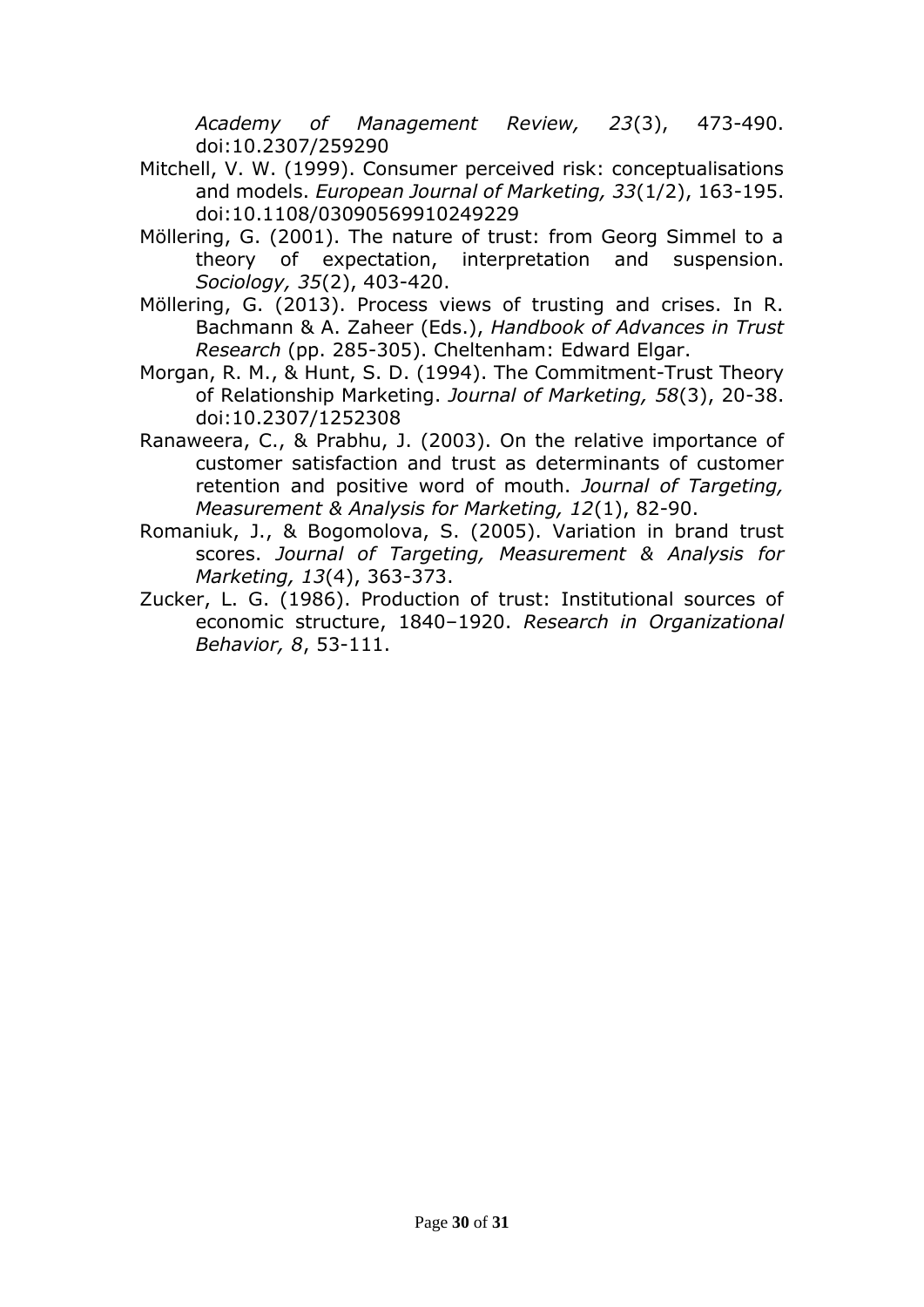*Academy of Management Review, 23*(3), 473-490. doi:10.2307/259290

Mitchell, V. W. (1999). Consumer perceived risk: conceptualisations and models. *European Journal of Marketing, 33*(1/2), 163-195. doi:10.1108/03090569910249229

Möllering, G. (2001). The nature of trust: from Georg Simmel to a theory of expectation, interpretation and suspension. *Sociology, 35*(2), 403-420.

Möllering, G. (2013). Process views of trusting and crises. In R. Bachmann & A. Zaheer (Eds.), *Handbook of Advances in Trust Research* (pp. 285-305). Cheltenham: Edward Elgar.

Morgan, R. M., & Hunt, S. D. (1994). The Commitment-Trust Theory of Relationship Marketing. *Journal of Marketing, 58*(3), 20-38. doi:10.2307/1252308

Ranaweera, C., & Prabhu, J. (2003). On the relative importance of customer satisfaction and trust as determinants of customer retention and positive word of mouth. *Journal of Targeting, Measurement & Analysis for Marketing, 12*(1), 82-90.

Romaniuk, J., & Bogomolova, S. (2005). Variation in brand trust scores. *Journal of Targeting, Measurement & Analysis for Marketing, 13*(4), 363-373.

Zucker, L. G. (1986). Production of trust: Institutional sources of economic structure, 1840–1920. *Research in Organizational Behavior, 8*, 53-111.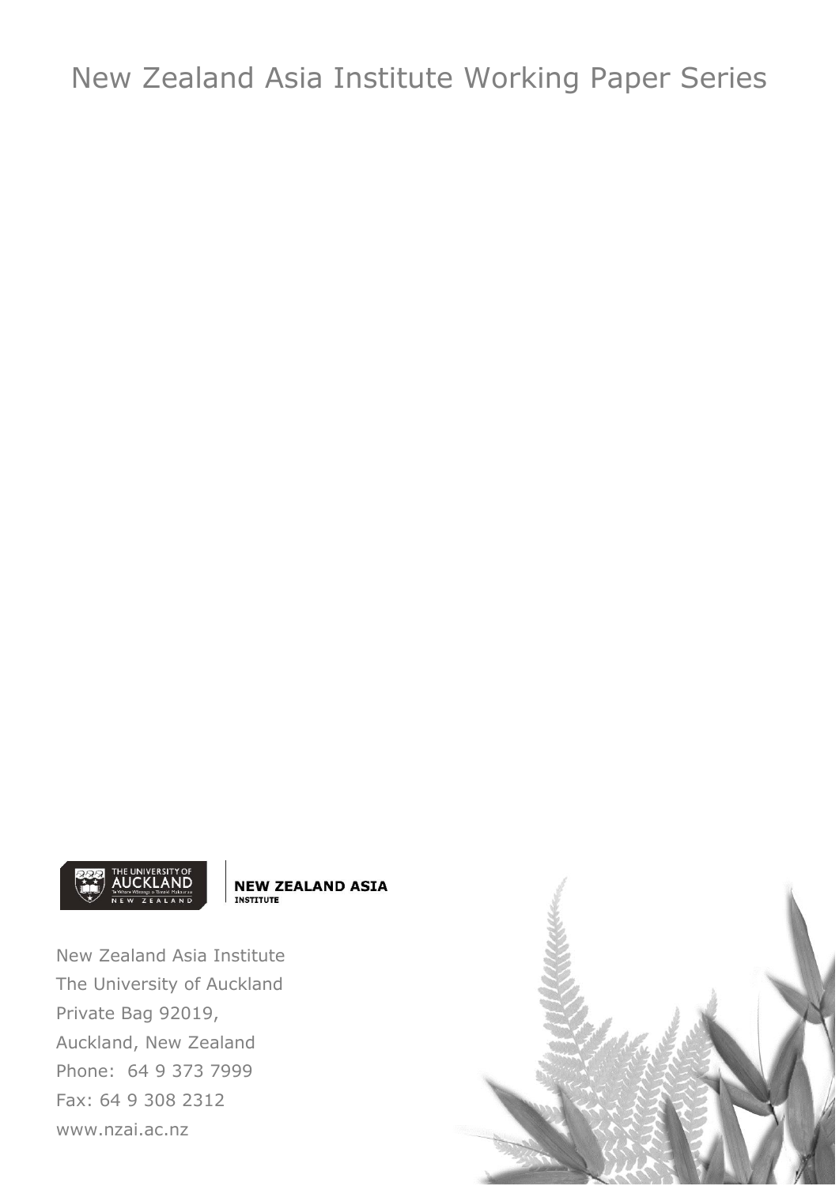# New Zealand Asia Institute Working Paper Series

THE UNIVERSITY OF AUCKLAND
Te Whare Wānanga o Tāmaki Makaurau
NEW ZEALAND

**NEW ZEALAND ASIA INSTITUTE**

New Zealand Asia Institute
The University of Auckland
Private Bag 92019,
Auckland, New Zealand
Phone: 64 9 373 7999
Fax: 64 9 308 2312
www.nzai.ac.nz